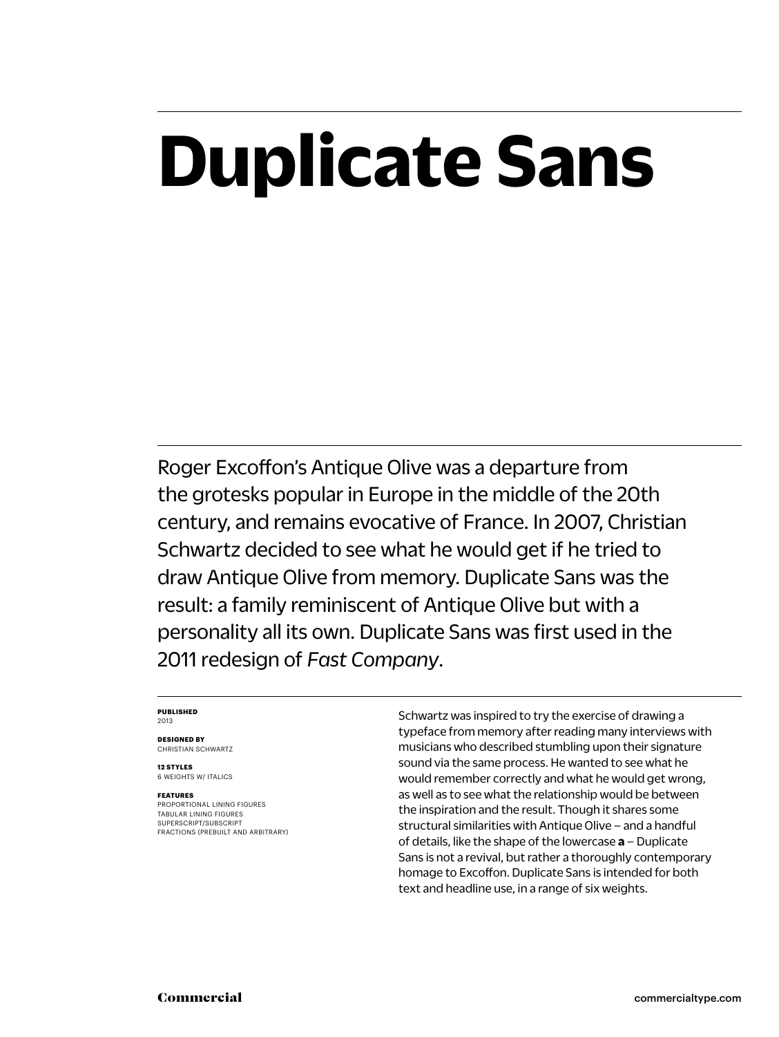# Duplicate Sans

Roger Excoffon's Antique Olive was a departure from the grotesks popular in Europe in the middle of the 20th century, and remains evocative of France. In 2007, Christian Schwartz decided to see what he would get if he tried to draw Antique Olive from memory. Duplicate Sans was the result: a family reminiscent of Antique Olive but with a personality all its own. Duplicate Sans was first used in the 2011 redesign of *Fast Company*.

**PUBLISHED**
2013

**DESIGNED BY**
CHRISTIAN SCHWARTZ

**12 STYLES**
6 WEIGHTS W/ ITALICS

**FEATURES**
PROPORTIONAL LINING FIGURES
TABULAR LINING FIGURES
SUPERSCRIPT/SUBSCRIPT
FRACTIONS (PREBUILT AND ARBITRARY)

Schwartz was inspired to try the exercise of drawing a typeface from memory after reading many interviews with musicians who described stumbling upon their signature sound via the same process. He wanted to see what he would remember correctly and what he would get wrong, as well as to see what the relationship would be between the inspiration and the result. Though it shares some structural similarities with Antique Olive – and a handful of details, like the shape of the lowercase **a** – Duplicate Sans is not a revival, but rather a thoroughly contemporary homage to Excoffon. Duplicate Sans is intended for both text and headline use, in a range of six weights.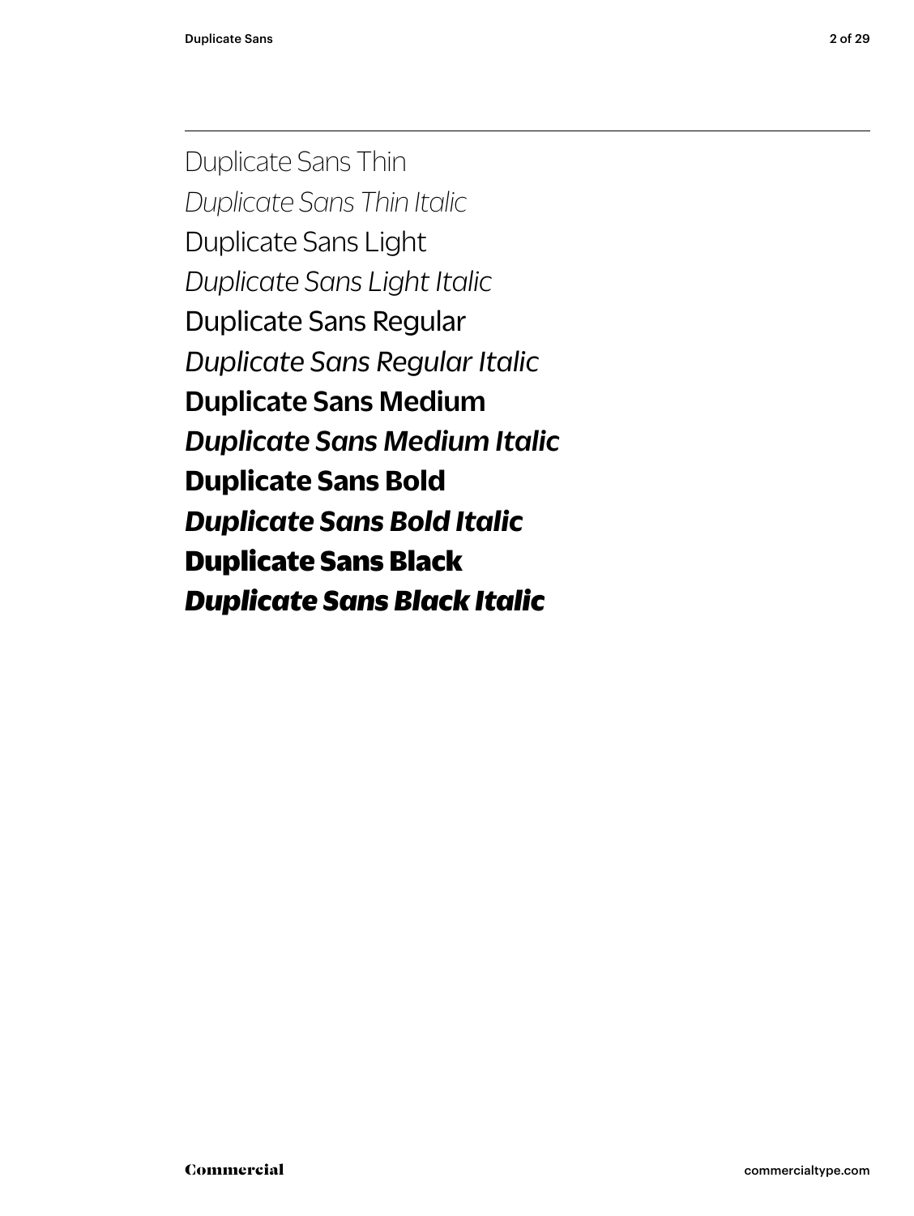Duplicate Sans Thin

*Duplicate Sans Thin Italic*

Duplicate Sans Light

*Duplicate Sans Light Italic*

Duplicate Sans Regular

*Duplicate Sans Regular Italic*

**Duplicate Sans Medium**

***Duplicate Sans Medium Italic***

**Duplicate Sans Bold**

***Duplicate Sans Bold Italic***

**Duplicate Sans Black**

***Duplicate Sans Black Italic***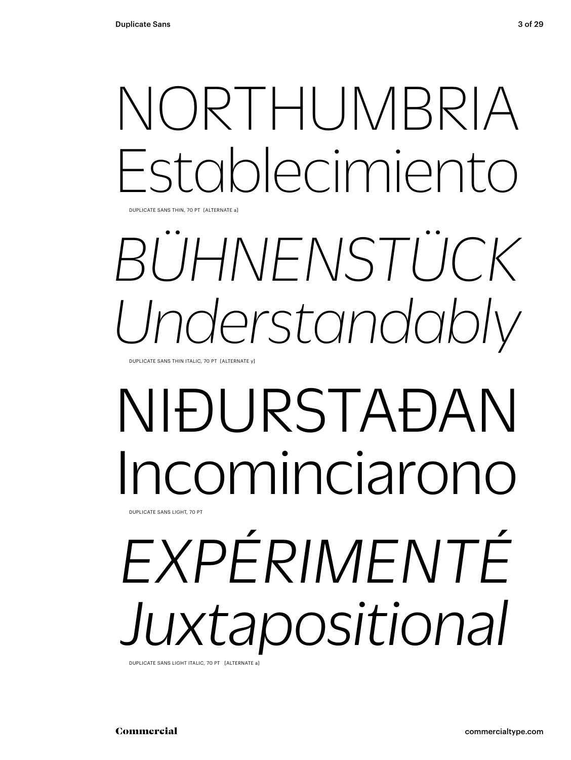NORTHUMBRIA
Establecimiento

DUPLICATE SANS THIN, 70 PT [ALTERNATE a]

*BÜHNENSTÜCK*
*Understandably*

DUPLICATE SANS THIN ITALIC, 70 PT [ALTERNATE y]

NIĐURSTAĐAN
Incominciarono

DUPLICATE SANS LIGHT, 70 PT

*EXPÉRIMENTÉ*
*Juxtapositional*

DUPLICATE SANS LIGHT ITALIC, 70 PT [ALTERNATE a]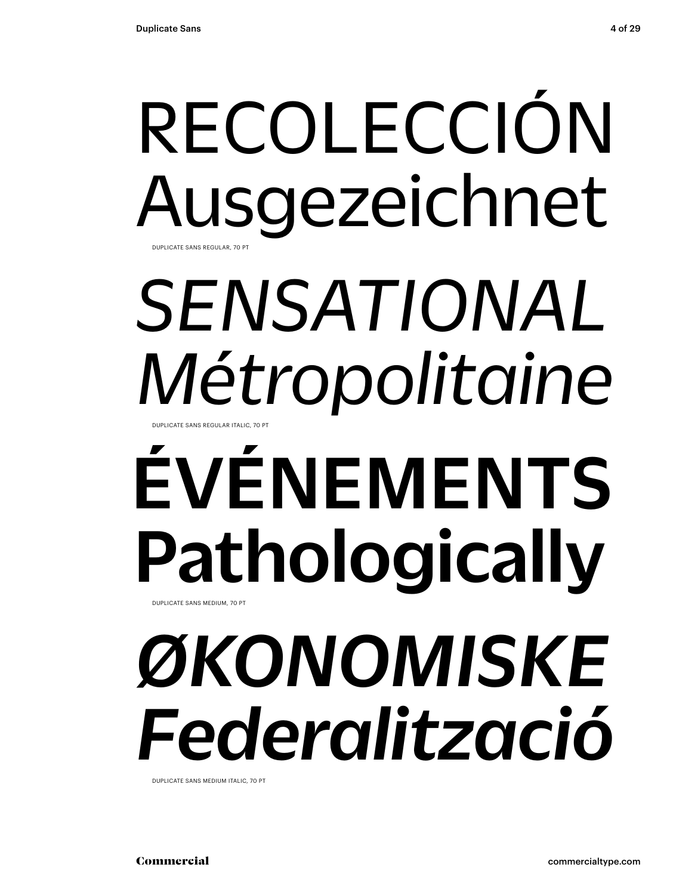RECOLECCIÓN
Ausgezeichnet

DUPLICATE SANS REGULAR, 70 PT

*SENSATIONAL*
*Métropolitaine*

DUPLICATE SANS REGULAR ITALIC, 70 PT

**ÉVÉNEMENTS**
**Pathologically**

DUPLICATE SANS MEDIUM, 70 PT

***ØKONOMISKE***
***Federalització***

DUPLICATE SANS MEDIUM ITALIC, 70 PT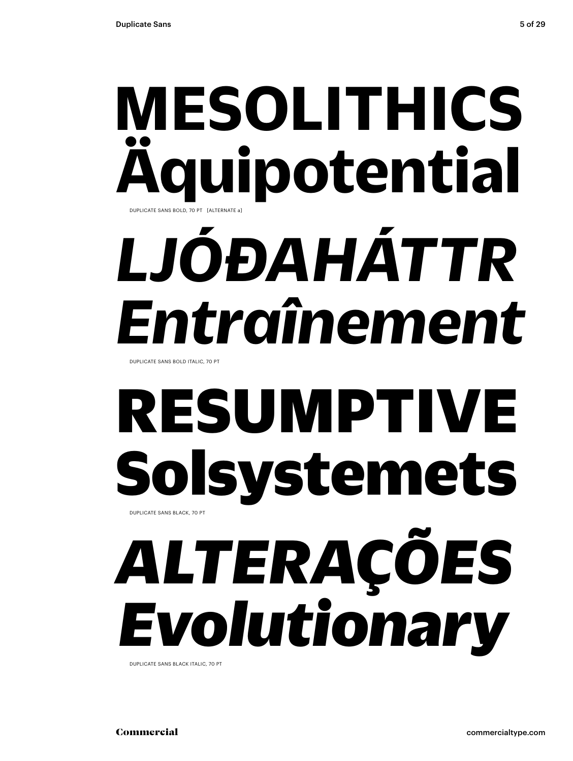**MESOLITHICS**
**Äquipotential**

DUPLICATE SANS BOLD, 70 PT [ALTERNATE a]

***LJÓÐAHÁTTR***
***Entraînement***

DUPLICATE SANS BOLD ITALIC, 70 PT

**RESUMPTIVE**
**Solsystemets**

DUPLICATE SANS BLACK, 70 PT

***ALTERAÇÕES***
***Evolutionary***

DUPLICATE SANS BLACK ITALIC, 70 PT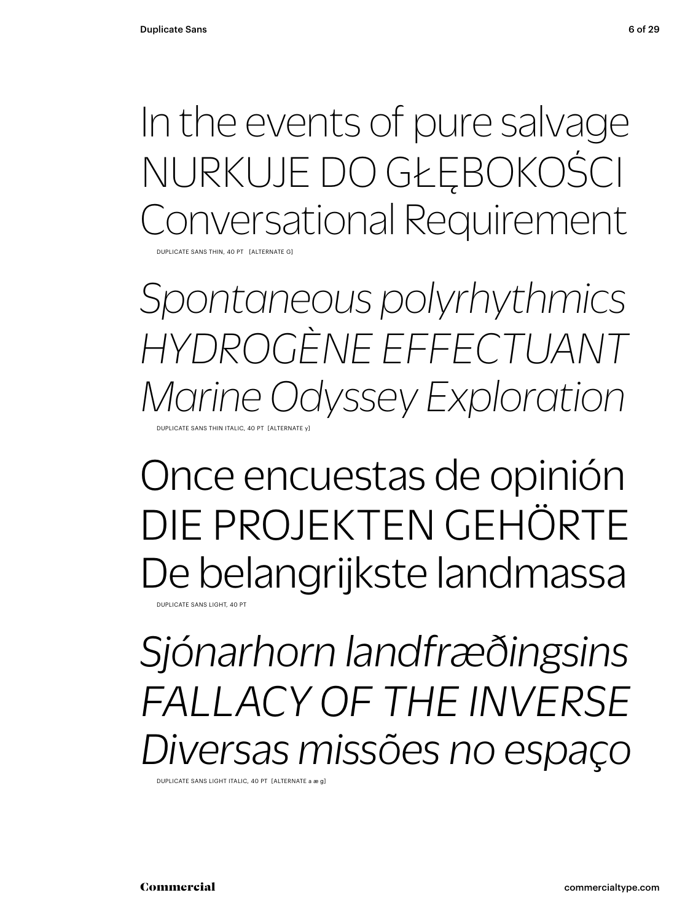In the events of pure salvage
NURKUJE DO GŁĘBOKOŚCI
Conversational Requirement

DUPLICATE SANS THIN, 40 PT [ALTERNATE G]

*Spontaneous polyrhythmics*
*HYDROGÈNE EFFECTUANT*
*Marine Odyssey Exploration*

DUPLICATE SANS THIN ITALIC, 40 PT [ALTERNATE y]

Once encuestas de opinión
DIE PROJEKTEN GEHÖRTE
De belangrijkste landmassa

DUPLICATE SANS LIGHT, 40 PT

*Sjónarhorn landfræðingsins*
*FALLACY OF THE INVERSE*
*Diversas missões no espaço*

DUPLICATE SANS LIGHT ITALIC, 40 PT [ALTERNATE a æ g]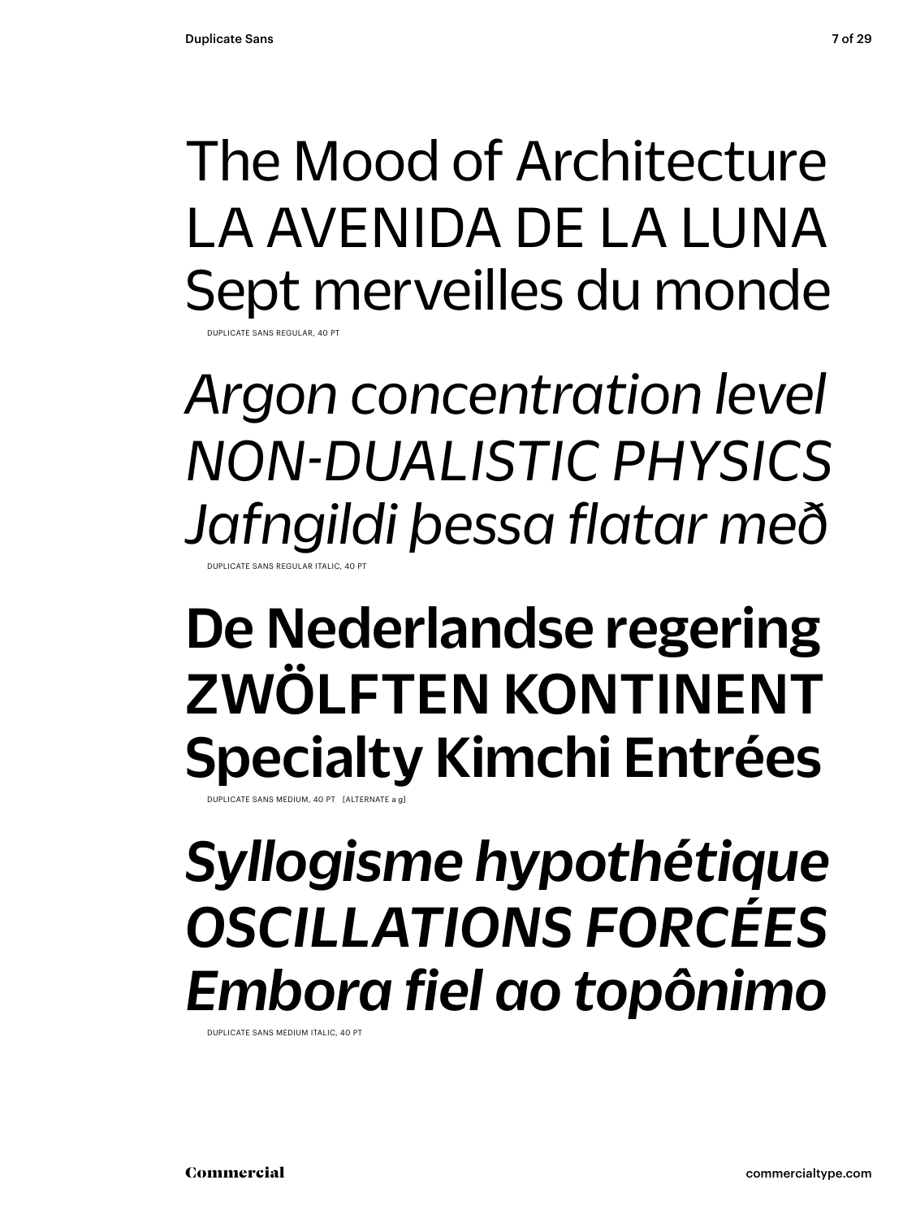The Mood of Architecture
LA AVENIDA DE LA LUNA
Sept merveilles du monde

DUPLICATE SANS REGULAR, 40 PT

*Argon concentration level*
*NON-DUALISTIC PHYSICS*
*Jafngildi þessa flatar með*

DUPLICATE SANS REGULAR ITALIC, 40 PT

**De Nederlandse regering**
**ZWÖLFTEN KONTINENT**
**Specialty Kimchi Entrées**

DUPLICATE SANS MEDIUM, 40 PT [ALTERNATE a g]

***Syllogisme hypothétique***
***OSCILLATIONS FORCÉES***
***Embora fiel ao topônimo***

DUPLICATE SANS MEDIUM ITALIC, 40 PT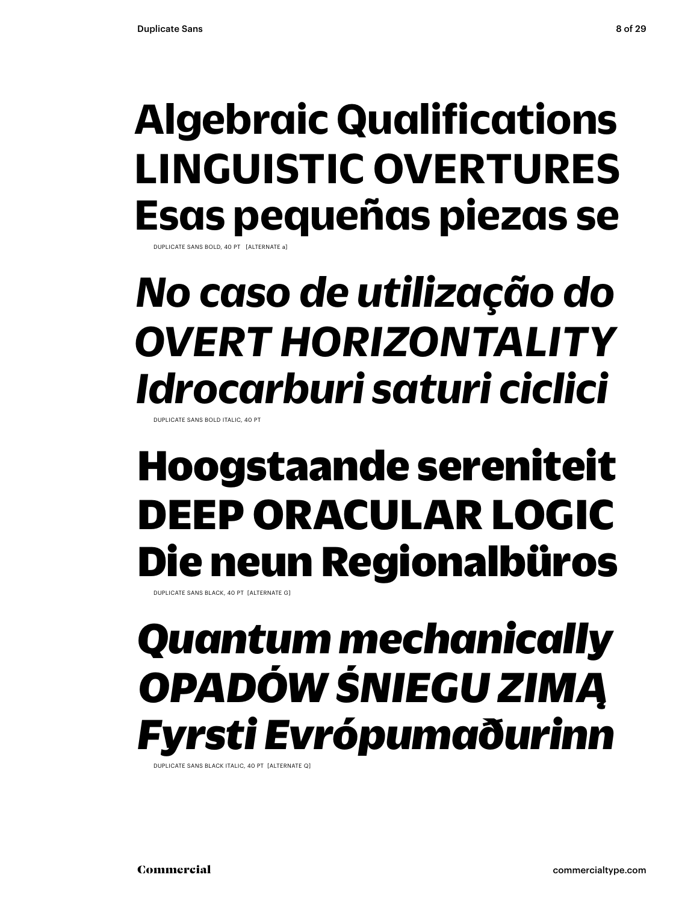**Algebraic Qualifications**
**LINGUISTIC OVERTURES**
**Esas pequeñas piezas se**

DUPLICATE SANS BOLD, 40 PT [ALTERNATE a]

***No caso de utilização do***
***OVERT HORIZONTALITY***
***Idrocarburi saturi ciclici***

DUPLICATE SANS BOLD ITALIC, 40 PT

**Hoogstaande sereniteit**
**DEEP ORACULAR LOGIC**
**Die neun Regionalbüros**

DUPLICATE SANS BLACK, 40 PT [ALTERNATE G]

***Quantum mechanically***
***OPADÓW ŚNIEGU ZIMĄ***
***Fyrsti Evrópumaðurinn***

DUPLICATE SANS BLACK ITALIC, 40 PT [ALTERNATE Q]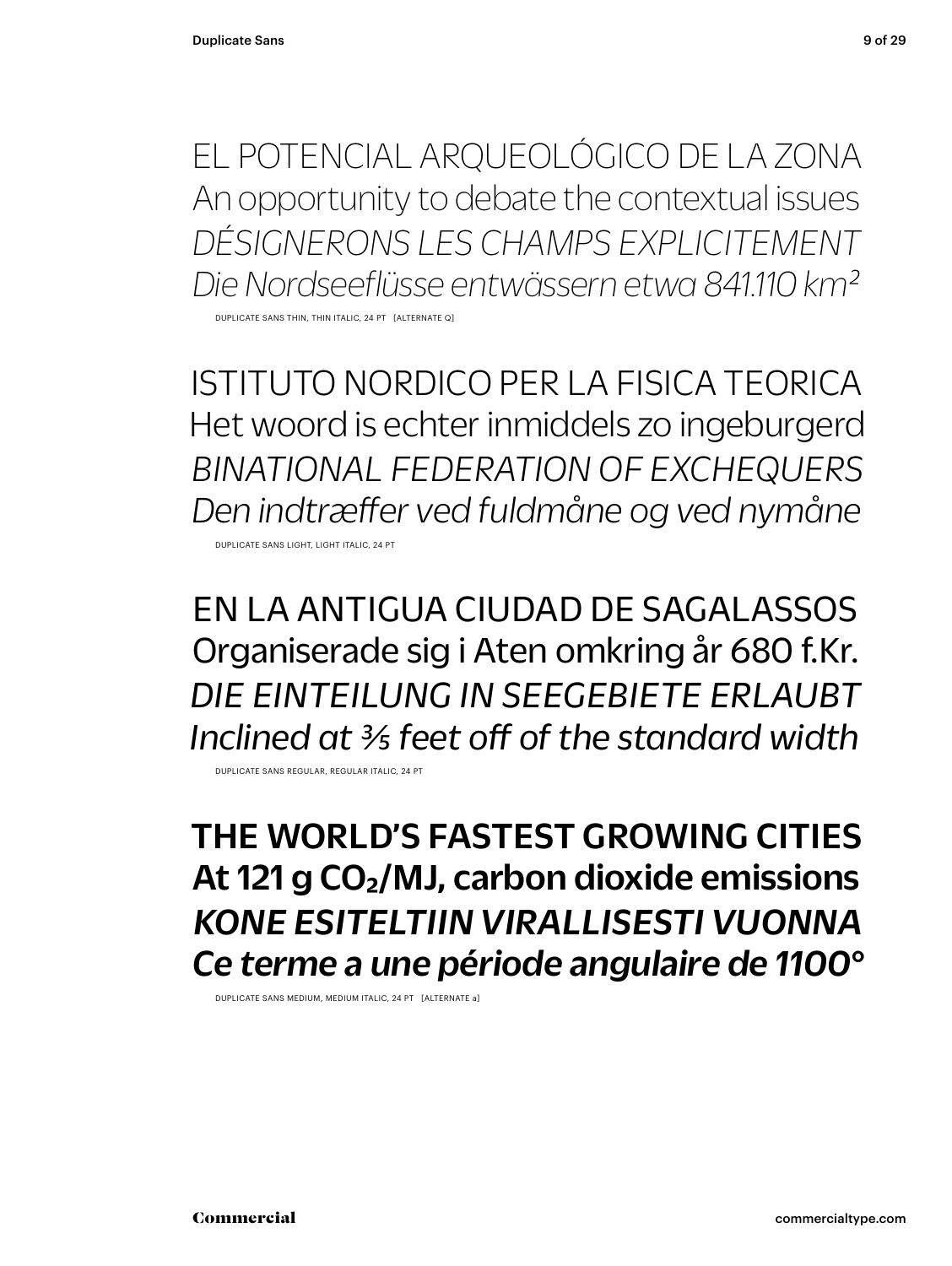EL POTENCIAL ARQUEOLÓGICO DE LA ZONA

An opportunity to debate the contextual issues

*DÉSIGNERONS LES CHAMPS EXPLICITEMENT*

*Die Nordseeflüsse entwässern etwa 841.110 km²*

DUPLICATE SANS THIN, THIN ITALIC, 24 PT [ALTERNATE Q]

ISTITUTO NORDICO PER LA FISICA TEORICA

Het woord is echter inmiddels zo ingeburgerd

*BINATIONAL FEDERATION OF EXCHEQUERS*

*Den indtræffer ved fuldmåne og ved nymåne*

DUPLICATE SANS LIGHT, LIGHT ITALIC, 24 PT

EN LA ANTIGUA CIUDAD DE SAGALASSOS

Organiserade sig i Aten omkring år 680 f.Kr.

*DIE EINTEILUNG IN SEEGEBIETE ERLAUBT*

*Inclined at ⅗ feet off of the standard width*

DUPLICATE SANS REGULAR, REGULAR ITALIC, 24 PT

**THE WORLD'S FASTEST GROWING CITIES**

**At 121 g $CO_2$/MJ, carbon dioxide emissions**

***KONE ESITELTIIN VIRALLISESTI VUONNA***

***Ce terme a une période angulaire de 1100°***

DUPLICATE SANS MEDIUM, MEDIUM ITALIC, 24 PT [ALTERNATE a]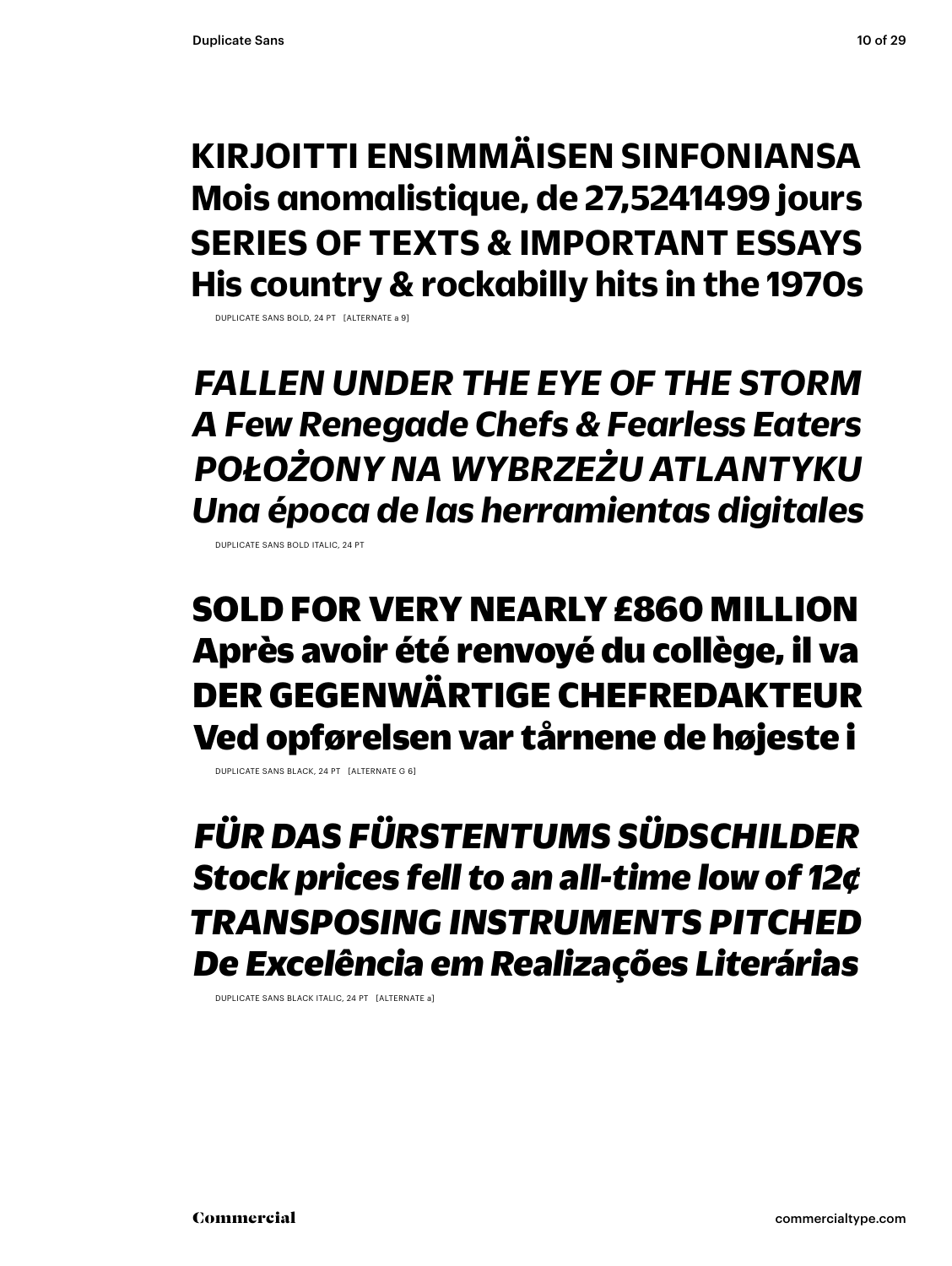**KIRJOITTI ENSIMMÄISEN SINFONIANSA**
**Mois anomalistique, de 27,5241499 jours**
**SERIES OF TEXTS & IMPORTANT ESSAYS**
**His country & rockabilly hits in the 1970s**

DUPLICATE SANS BOLD, 24 PT [ALTERNATE a 9]

***FALLEN UNDER THE EYE OF THE STORM***
***A Few Renegade Chefs & Fearless Eaters***
***POŁOŻONY NA WYBRZEŻU ATLANTYKU***
***Una época de las herramientas digitales***

DUPLICATE SANS BOLD ITALIC, 24 PT

**SOLD FOR VERY NEARLY £860 MILLION**
**Après avoir été renvoyé du collège, il va**
**DER GEGENWÄRTIGE CHEFREDAKTEUR**
**Ved opførelsen var tårnene de højeste i**

DUPLICATE SANS BLACK, 24 PT [ALTERNATE G 6]

***FÜR DAS FÜRSTENTUMS SÜDSCHILDER***
***Stock prices fell to an all-time low of 12¢***
***TRANSPOSING INSTRUMENTS PITCHED***
***De Excelência em Realizações Literárias***

DUPLICATE SANS BLACK ITALIC, 24 PT [ALTERNATE a]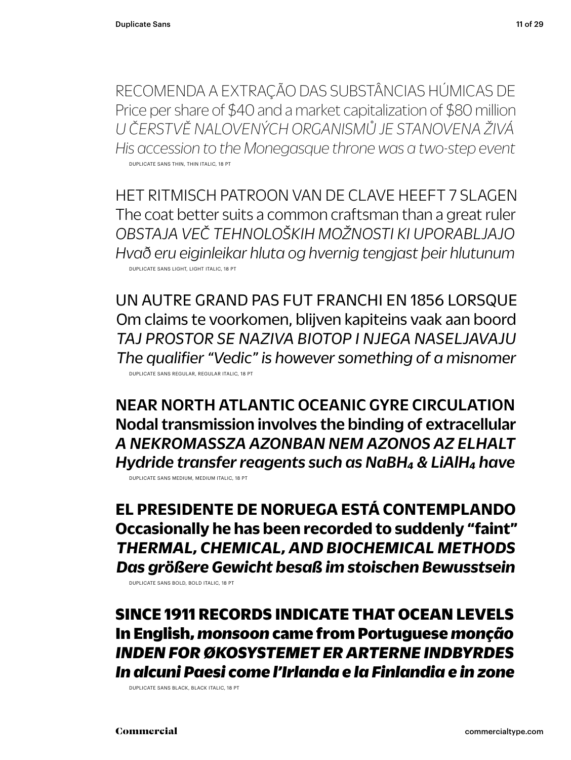RECOMENDA A EXTRAÇÃO DAS SUBSTÂNCIAS HÚMICAS DE
Price per share of $40 and a market capitalization of $80 million
*U ČERSTVĚ NALOVENÝCH ORGANISMŮ JE STANOVENA ŽIVÁ*
*His accession to the Monegasque throne was a two-step event*

DUPLICATE SANS THIN, THIN ITALIC, 18 PT

HET RITMISCH PATROON VAN DE CLAVE HEEFT 7 SLAGEN
The coat better suits a common craftsman than a great ruler
*OBSTAJA VEČ TEHNOLOŠKIH MOŽNOSTI KI UPORABLJAJO*
*Hvað eru eiginleikar hluta og hvernig tengjast þeir hlutunum*

DUPLICATE SANS LIGHT, LIGHT ITALIC, 18 PT

UN AUTRE GRAND PAS FUT FRANCHI EN 1856 LORSQUE
Om claims te voorkomen, blijven kapiteins vaak aan boord
*TAJ PROSTOR SE NAZIVA BIOTOP I NJEGA NASELJAVAJU*
*The qualifier “Vedic” is however something of a misnomer*

DUPLICATE SANS REGULAR, REGULAR ITALIC, 18 PT

**NEAR NORTH ATLANTIC OCEANIC GYRE CIRCULATION**
**Nodal transmission involves the binding of extracellular**
***A NEKROMASSZA AZONBAN NEM AZONOS AZ ELHALT***
***Hydride transfer reagents such as $NaBH_4$ & $LiAlH_4$ have***

DUPLICATE SANS MEDIUM, MEDIUM ITALIC, 18 PT

**EL PRESIDENTE DE NORUEGA ESTÁ CONTEMPLANDO**
**Occasionally he has been recorded to suddenly “faint”**
***THERMAL, CHEMICAL, AND BIOCHEMICAL METHODS***
***Das größere Gewicht besaß im stoischen Bewusstsein***

DUPLICATE SANS BOLD, BOLD ITALIC, 18 PT

**SINCE 1911 RECORDS INDICATE THAT OCEAN LEVELS**
**In English, *monsoon* came from Portuguese *monção***
***INDEN FOR ØKOSYSTEMET ER ARTERNE INDBYRDES***
***In alcuni Paesi come l’Irlanda e la Finlandia e in zone***

DUPLICATE SANS BLACK, BLACK ITALIC, 18 PT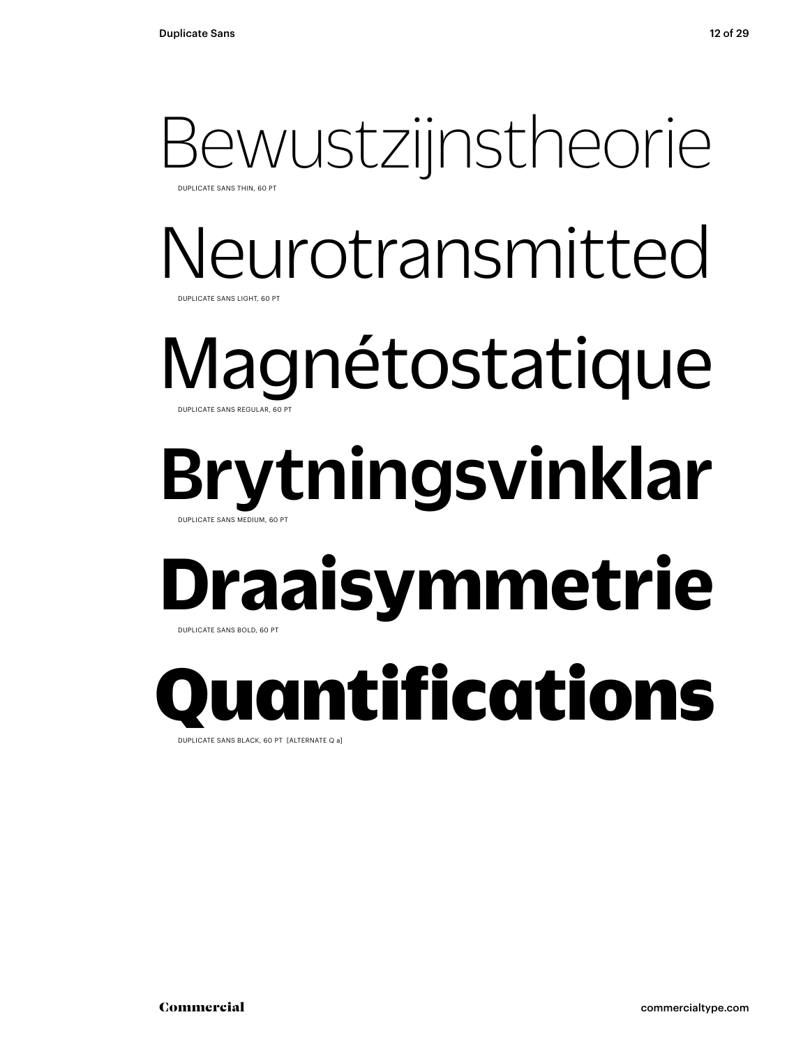Bewustzijnstheorie

DUPLICATE SANS THIN, 60 PT

Neurotransmitted

DUPLICATE SANS LIGHT, 60 PT

Magnétostatique

DUPLICATE SANS REGULAR, 60 PT

**Brytningsvinklar**

DUPLICATE SANS MEDIUM, 60 PT

**Draaisymmetrie**

DUPLICATE SANS BOLD, 60 PT

**Quantifications**

DUPLICATE SANS BLACK, 60 PT [ALTERNATE Q a]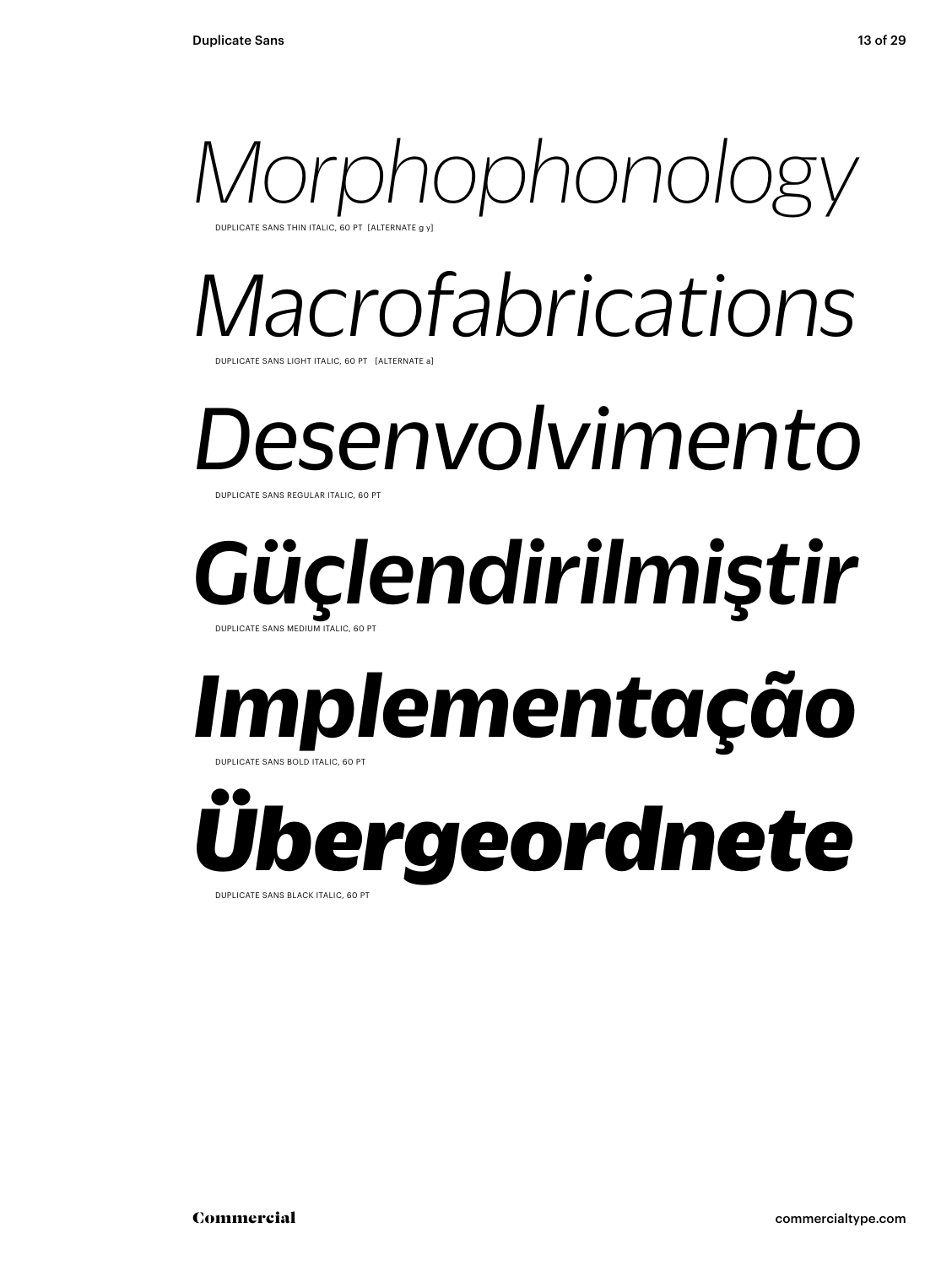*Morphophonology*

DUPLICATE SANS THIN ITALIC, 60 PT [ALTERNATE g y]

*Macrofabrications*

DUPLICATE SANS LIGHT ITALIC, 60 PT [ALTERNATE a]

*Desenvolvimento*

DUPLICATE SANS REGULAR ITALIC, 60 PT

***Güçlendirilmiştir***

DUPLICATE SANS MEDIUM ITALIC, 60 PT

***Implementação***

DUPLICATE SANS BOLD ITALIC, 60 PT

***Übergeordnete***

DUPLICATE SANS BLACK ITALIC, 60 PT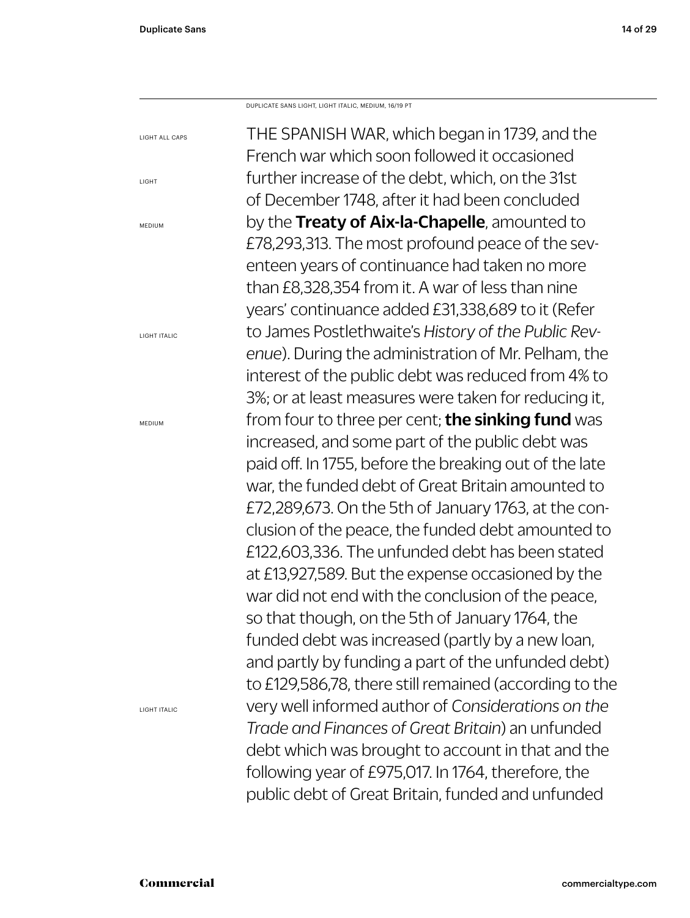DUPLICATE SANS LIGHT, LIGHT ITALIC, MEDIUM, 16/19 PT

LIGHT ALL CAPS

LIGHT

MEDIUM

LIGHT ITALIC

MEDIUM

LIGHT ITALIC

THE SPANISH WAR, which began in 1739, and the French war which soon followed it occasioned further increase of the debt, which, on the 31st of December 1748, after it had been concluded by the **Treaty of Aix-la-Chapelle**, amounted to £78,293,313. The most profound peace of the seventeen years of continuance had taken no more than £8,328,354 from it. A war of less than nine years' continuance added £31,338,689 to it (Refer to James Postlethwaite's *History of the Public Revenue*). During the administration of Mr. Pelham, the interest of the public debt was reduced from 4% to 3%; or at least measures were taken for reducing it, from four to three per cent; **the sinking fund** was increased, and some part of the public debt was paid off. In 1755, before the breaking out of the late war, the funded debt of Great Britain amounted to £72,289,673. On the 5th of January 1763, at the conclusion of the peace, the funded debt amounted to £122,603,336. The unfunded debt has been stated at £13,927,589. But the expense occasioned by the war did not end with the conclusion of the peace, so that though, on the 5th of January 1764, the funded debt was increased (partly by a new loan, and partly by funding a part of the unfunded debt) to £129,586,78, there still remained (according to the very well informed author of *Considerations on the Trade and Finances of Great Britain*) an unfunded debt which was brought to account in that and the following year of £975,017. In 1764, therefore, the public debt of Great Britain, funded and unfunded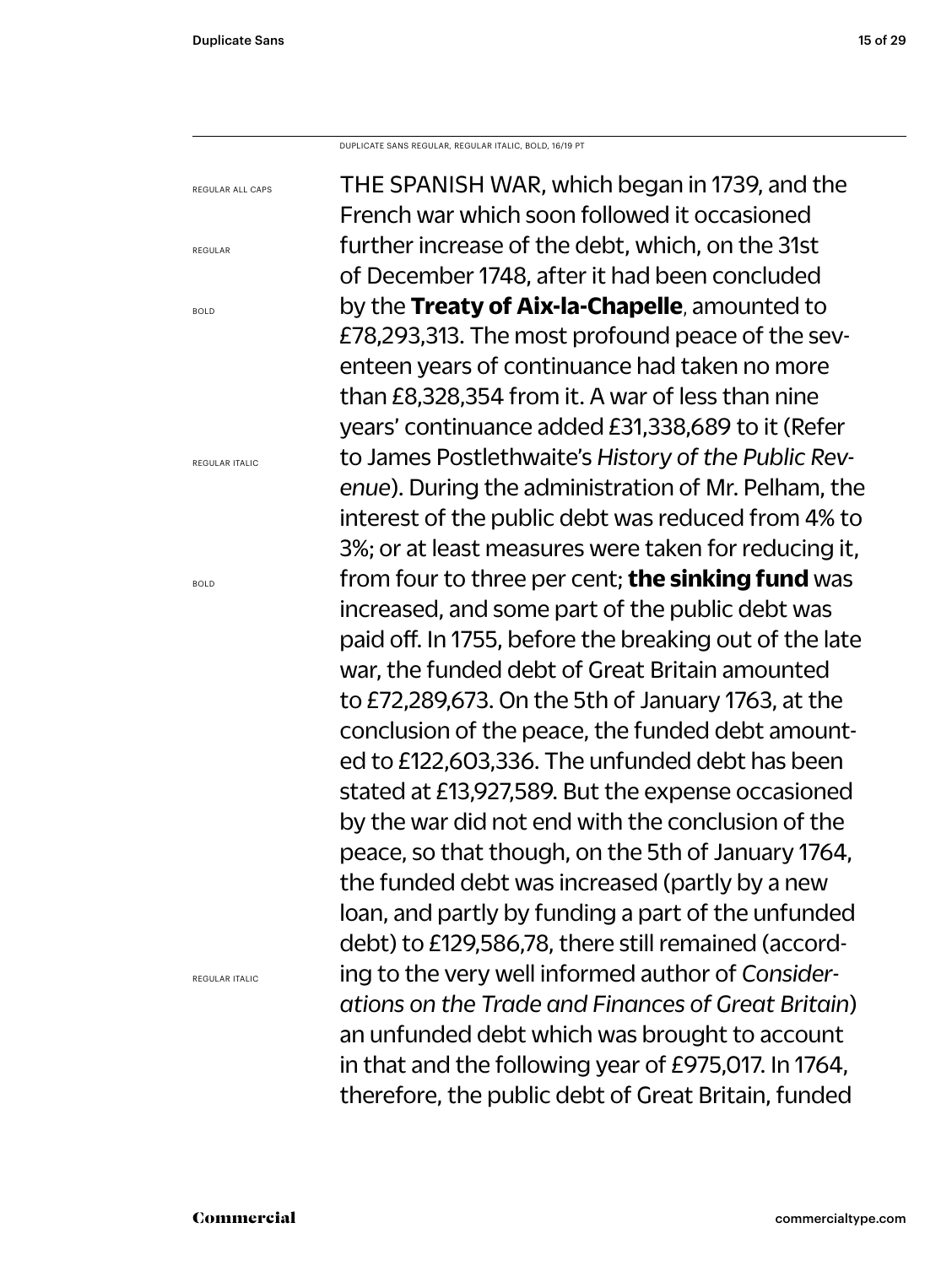DUPLICATE SANS REGULAR, REGULAR ITALIC, BOLD, 16/19 PT

REGULAR ALL CAPS

REGULAR

BOLD

REGULAR ITALIC

BOLD

REGULAR ITALIC

THE SPANISH WAR, which began in 1739, and the French war which soon followed it occasioned further increase of the debt, which, on the 31st of December 1748, after it had been concluded by the **Treaty of Aix-la-Chapelle**, amounted to £78,293,313. The most profound peace of the seventeen years of continuance had taken no more than £8,328,354 from it. A war of less than nine years' continuance added £31,338,689 to it (Refer to James Postlethwaite's *History of the Public Revenue*). During the administration of Mr. Pelham, the interest of the public debt was reduced from 4% to 3%; or at least measures were taken for reducing it, from four to three per cent; **the sinking fund** was increased, and some part of the public debt was paid off. In 1755, before the breaking out of the late war, the funded debt of Great Britain amounted to £72,289,673. On the 5th of January 1763, at the conclusion of the peace, the funded debt amounted to £122,603,336. The unfunded debt has been stated at £13,927,589. But the expense occasioned by the war did not end with the conclusion of the peace, so that though, on the 5th of January 1764, the funded debt was increased (partly by a new loan, and partly by funding a part of the unfunded debt) to £129,586,78, there still remained (according to the very well informed author of *Considerations on the Trade and Finances of Great Britain*) an unfunded debt which was brought to account in that and the following year of £975,017. In 1764, therefore, the public debt of Great Britain, funded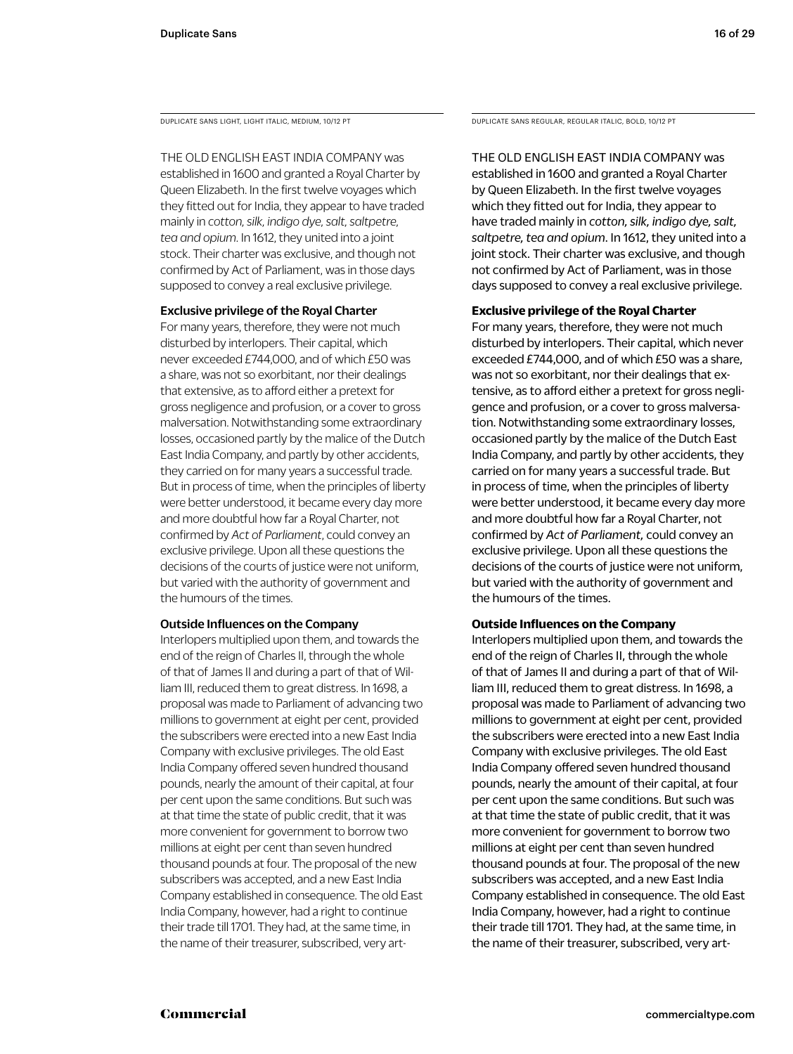DUPLICATE SANS LIGHT, LIGHT ITALIC, MEDIUM, 10/12 PT

THE OLD ENGLISH EAST INDIA COMPANY was established in 1600 and granted a Royal Charter by Queen Elizabeth. In the first twelve voyages which they fitted out for India, they appear to have traded mainly in *cotton, silk, indigo dye, salt, saltpetre, tea and opium*. In 1612, they united into a joint stock. Their charter was exclusive, and though not confirmed by Act of Parliament, was in those days supposed to convey a real exclusive privilege.

**Exclusive privilege of the Royal Charter**

For many years, therefore, they were not much disturbed by interlopers. Their capital, which never exceeded £744,000, and of which £50 was a share, was not so exorbitant, nor their dealings that extensive, as to afford either a pretext for gross negligence and profusion, or a cover to gross malversation. Notwithstanding some extraordinary losses, occasioned partly by the malice of the Dutch East India Company, and partly by other accidents, they carried on for many years a successful trade. But in process of time, when the principles of liberty were better understood, it became every day more and more doubtful how far a Royal Charter, not confirmed by *Act of Parliament*, could convey an exclusive privilege. Upon all these questions the decisions of the courts of justice were not uniform, but varied with the authority of government and the humours of the times.

**Outside Influences on the Company**

Interlopers multiplied upon them, and towards the end of the reign of Charles II, through the whole of that of James II and during a part of that of William III, reduced them to great distress. In 1698, a proposal was made to Parliament of advancing two millions to government at eight per cent, provided the subscribers were erected into a new East India Company with exclusive privileges. The old East India Company offered seven hundred thousand pounds, nearly the amount of their capital, at four per cent upon the same conditions. But such was at that time the state of public credit, that it was more convenient for government to borrow two millions at eight per cent than seven hundred thousand pounds at four. The proposal of the new subscribers was accepted, and a new East India Company established in consequence. The old East India Company, however, had a right to continue their trade till 1701. They had, at the same time, in the name of their treasurer, subscribed, very art-

DUPLICATE SANS REGULAR, REGULAR ITALIC, BOLD, 10/12 PT

THE OLD ENGLISH EAST INDIA COMPANY was established in 1600 and granted a Royal Charter by Queen Elizabeth. In the first twelve voyages which they fitted out for India, they appear to have traded mainly in *cotton, silk, indigo dye, salt, saltpetre, tea and opium*. In 1612, they united into a joint stock. Their charter was exclusive, and though not confirmed by Act of Parliament, was in those days supposed to convey a real exclusive privilege.

**Exclusive privilege of the Royal Charter**

For many years, therefore, they were not much disturbed by interlopers. Their capital, which never exceeded £744,000, and of which £50 was a share, was not so exorbitant, nor their dealings that extensive, as to afford either a pretext for gross negligence and profusion, or a cover to gross malversation. Notwithstanding some extraordinary losses, occasioned partly by the malice of the Dutch East India Company, and partly by other accidents, they carried on for many years a successful trade. But in process of time, when the principles of liberty were better understood, it became every day more and more doubtful how far a Royal Charter, not confirmed by *Act of Parliament*, could convey an exclusive privilege. Upon all these questions the decisions of the courts of justice were not uniform, but varied with the authority of government and the humours of the times.

**Outside Influences on the Company**

Interlopers multiplied upon them, and towards the end of the reign of Charles II, through the whole of that of James II and during a part of that of William III, reduced them to great distress. In 1698, a proposal was made to Parliament of advancing two millions to government at eight per cent, provided the subscribers were erected into a new East India Company with exclusive privileges. The old East India Company offered seven hundred thousand pounds, nearly the amount of their capital, at four per cent upon the same conditions. But such was at that time the state of public credit, that it was more convenient for government to borrow two millions at eight per cent than seven hundred thousand pounds at four. The proposal of the new subscribers was accepted, and a new East India Company established in consequence. The old East India Company, however, had a right to continue their trade till 1701. They had, at the same time, in the name of their treasurer, subscribed, very art-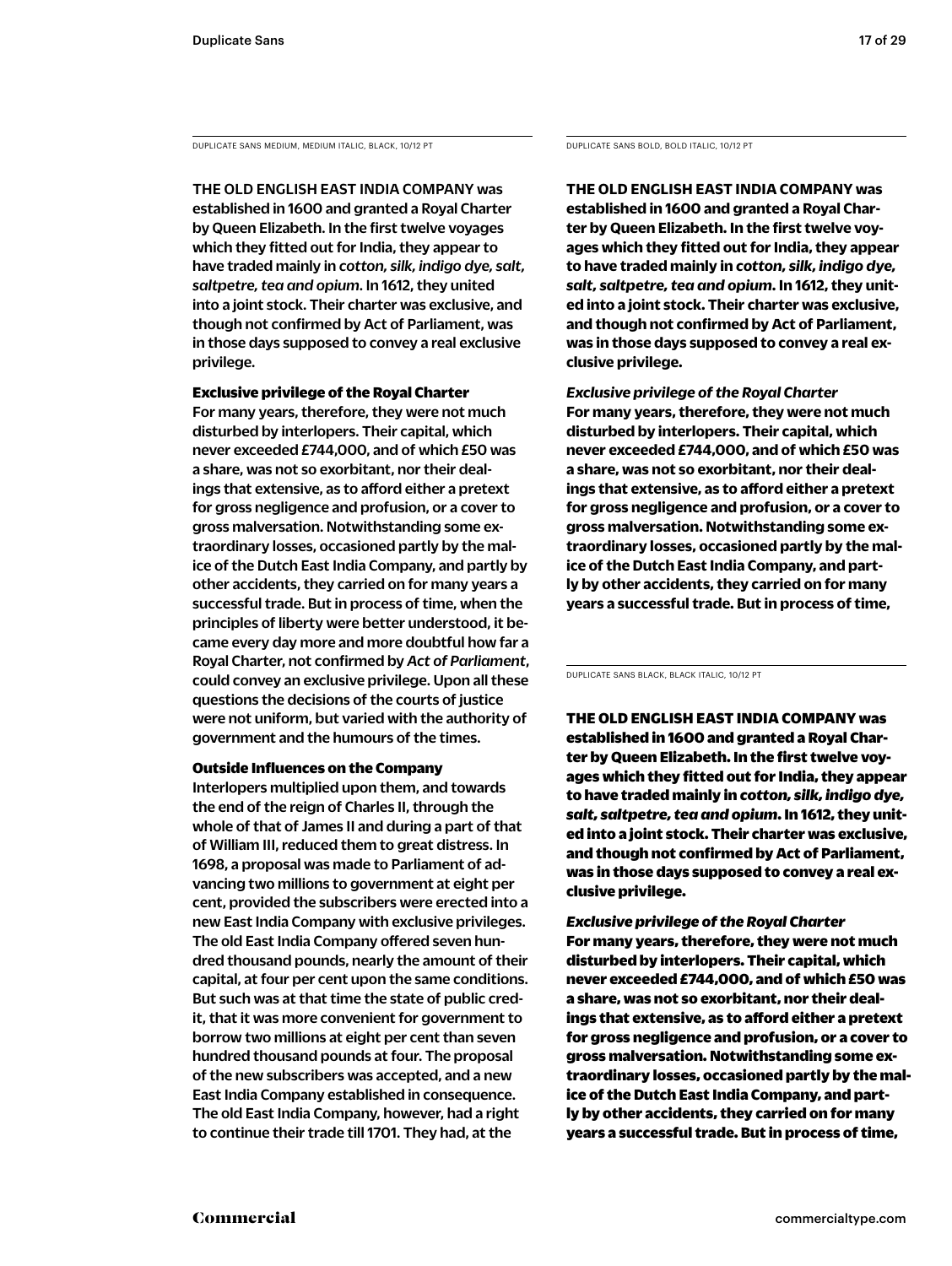DUPLICATE SANS MEDIUM, MEDIUM ITALIC, BLACK, 10/12 PT

THE OLD ENGLISH EAST INDIA COMPANY was established in 1600 and granted a Royal Charter by Queen Elizabeth. In the first twelve voyages which they fitted out for India, they appear to have traded mainly in *cotton, silk, indigo dye, salt, saltpetre, tea and opium*. In 1612, they united into a joint stock. Their charter was exclusive, and though not confirmed by Act of Parliament, was in those days supposed to convey a real exclusive privilege.

**Exclusive privilege of the Royal Charter**

For many years, therefore, they were not much disturbed by interlopers. Their capital, which never exceeded £744,000, and of which £50 was a share, was not so exorbitant, nor their dealings that extensive, as to afford either a pretext for gross negligence and profusion, or a cover to gross malversation. Notwithstanding some extraordinary losses, occasioned partly by the malice of the Dutch East India Company, and partly by other accidents, they carried on for many years a successful trade. But in process of time, when the principles of liberty were better understood, it became every day more and more doubtful how far a Royal Charter, not confirmed by *Act of Parliament*, could convey an exclusive privilege. Upon all these questions the decisions of the courts of justice were not uniform, but varied with the authority of government and the humours of the times.

**Outside Influences on the Company**

Interlopers multiplied upon them, and towards the end of the reign of Charles II, through the whole of that of James II and during a part of that of William III, reduced them to great distress. In 1698, a proposal was made to Parliament of advancing two millions to government at eight per cent, provided the subscribers were erected into a new East India Company with exclusive privileges. The old East India Company offered seven hundred thousand pounds, nearly the amount of their capital, at four per cent upon the same conditions. But such was at that time the state of public credit, that it was more convenient for government to borrow two millions at eight per cent than seven hundred thousand pounds at four. The proposal of the new subscribers was accepted, and a new East India Company established in consequence. The old East India Company, however, had a right to continue their trade till 1701. They had, at the

DUPLICATE SANS BOLD, BOLD ITALIC, 10/12 PT

**THE OLD ENGLISH EAST INDIA COMPANY was established in 1600 and granted a Royal Charter by Queen Elizabeth. In the first twelve voyages which they fitted out for India, they appear to have traded mainly in *cotton, silk, indigo dye, salt, saltpetre, tea and opium*. In 1612, they united into a joint stock. Their charter was exclusive, and though not confirmed by Act of Parliament, was in those days supposed to convey a real exclusive privilege.**

***Exclusive privilege of the Royal Charter***

**For many years, therefore, they were not much disturbed by interlopers. Their capital, which never exceeded £744,000, and of which £50 was a share, was not so exorbitant, nor their dealings that extensive, as to afford either a pretext for gross negligence and profusion, or a cover to gross malversation. Notwithstanding some extraordinary losses, occasioned partly by the malice of the Dutch East India Company, and partly by other accidents, they carried on for many years a successful trade. But in process of time,**

DUPLICATE SANS BLACK, BLACK ITALIC, 10/12 PT

**THE OLD ENGLISH EAST INDIA COMPANY was established in 1600 and granted a Royal Charter by Queen Elizabeth. In the first twelve voyages which they fitted out for India, they appear to have traded mainly in *cotton, silk, indigo dye, salt, saltpetre, tea and opium*. In 1612, they united into a joint stock. Their charter was exclusive, and though not confirmed by Act of Parliament, was in those days supposed to convey a real exclusive privilege.**

***Exclusive privilege of the Royal Charter***

**For many years, therefore, they were not much disturbed by interlopers. Their capital, which never exceeded £744,000, and of which £50 was a share, was not so exorbitant, nor their dealings that extensive, as to afford either a pretext for gross negligence and profusion, or a cover to gross malversation. Notwithstanding some extraordinary losses, occasioned partly by the malice of the Dutch East India Company, and partly by other accidents, they carried on for many years a successful trade. But in process of time,**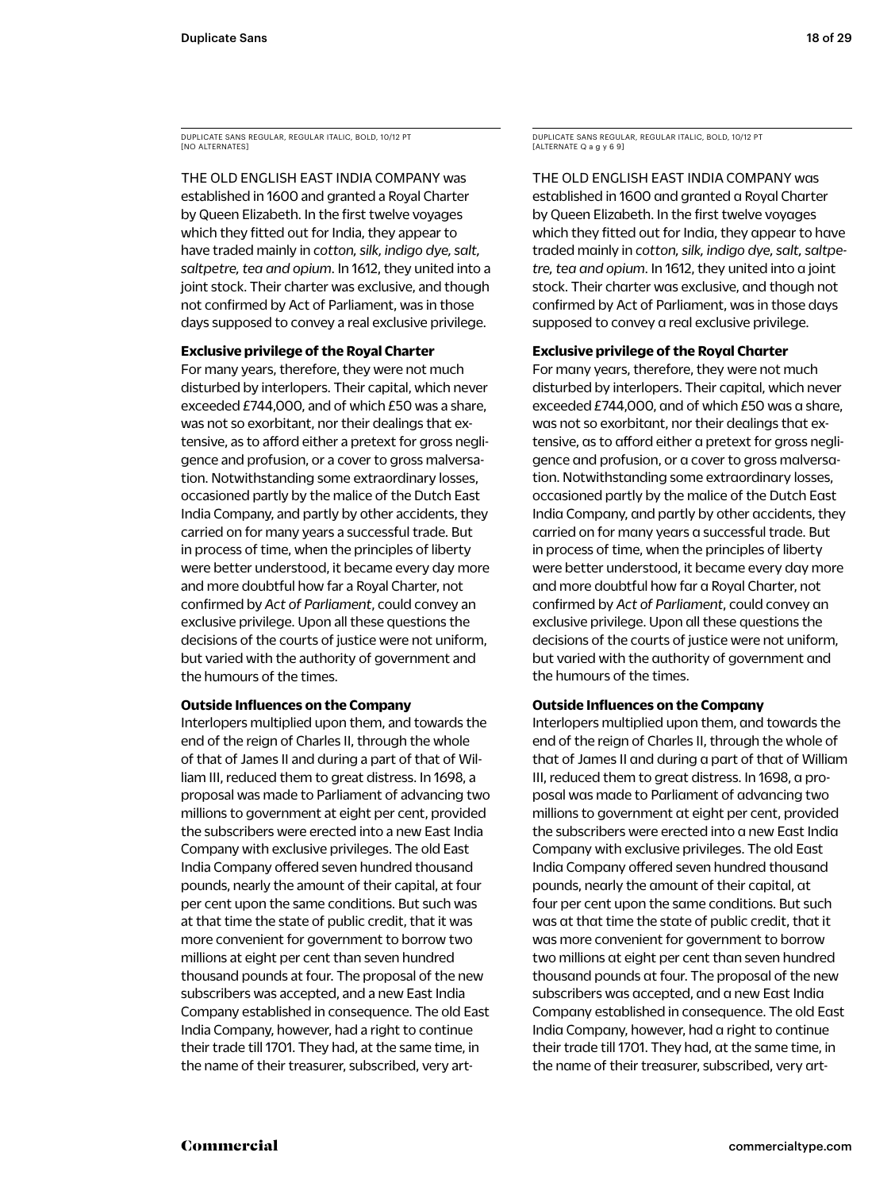DUPLICATE SANS REGULAR, REGULAR ITALIC, BOLD, 10/12 PT
[NO ALTERNATES]

THE OLD ENGLISH EAST INDIA COMPANY was established in 1600 and granted a Royal Charter by Queen Elizabeth. In the first twelve voyages which they fitted out for India, they appear to have traded mainly in *cotton, silk, indigo dye, salt, saltpetre, tea and opium*. In 1612, they united into a joint stock. Their charter was exclusive, and though not confirmed by Act of Parliament, was in those days supposed to convey a real exclusive privilege.

**Exclusive privilege of the Royal Charter**

For many years, therefore, they were not much disturbed by interlopers. Their capital, which never exceeded £744,000, and of which £50 was a share, was not so exorbitant, nor their dealings that extensive, as to afford either a pretext for gross negligence and profusion, or a cover to gross malversation. Notwithstanding some extraordinary losses, occasioned partly by the malice of the Dutch East India Company, and partly by other accidents, they carried on for many years a successful trade. But in process of time, when the principles of liberty were better understood, it became every day more and more doubtful how far a Royal Charter, not confirmed by *Act of Parliament*, could convey an exclusive privilege. Upon all these questions the decisions of the courts of justice were not uniform, but varied with the authority of government and the humours of the times.

**Outside Influences on the Company**

Interlopers multiplied upon them, and towards the end of the reign of Charles II, through the whole of that of James II and during a part of that of William III, reduced them to great distress. In 1698, a proposal was made to Parliament of advancing two millions to government at eight per cent, provided the subscribers were erected into a new East India Company with exclusive privileges. The old East India Company offered seven hundred thousand pounds, nearly the amount of their capital, at four per cent upon the same conditions. But such was at that time the state of public credit, that it was more convenient for government to borrow two millions at eight per cent than seven hundred thousand pounds at four. The proposal of the new subscribers was accepted, and a new East India Company established in consequence. The old East India Company, however, had a right to continue their trade till 1701. They had, at the same time, in the name of their treasurer, subscribed, very art-

DUPLICATE SANS REGULAR, REGULAR ITALIC, BOLD, 10/12 PT
[ALTERNATE Q a g y 6 9]

THE OLD ENGLISH EAST INDIA COMPANY was established in 1600 and granted a Royal Charter by Queen Elizabeth. In the first twelve voyages which they fitted out for India, they appear to have traded mainly in *cotton, silk, indigo dye, salt, saltpetre, tea and opium*. In 1612, they united into a joint stock. Their charter was exclusive, and though not confirmed by Act of Parliament, was in those days supposed to convey a real exclusive privilege.

**Exclusive privilege of the Royal Charter**

For many years, therefore, they were not much disturbed by interlopers. Their capital, which never exceeded £744,000, and of which £50 was a share, was not so exorbitant, nor their dealings that extensive, as to afford either a pretext for gross negligence and profusion, or a cover to gross malversation. Notwithstanding some extraordinary losses, occasioned partly by the malice of the Dutch East India Company, and partly by other accidents, they carried on for many years a successful trade. But in process of time, when the principles of liberty were better understood, it became every day more and more doubtful how far a Royal Charter, not confirmed by *Act of Parliament*, could convey an exclusive privilege. Upon all these questions the decisions of the courts of justice were not uniform, but varied with the authority of government and the humours of the times.

**Outside Influences on the Company**

Interlopers multiplied upon them, and towards the end of the reign of Charles II, through the whole of that of James II and during a part of that of William III, reduced them to great distress. In 1698, a proposal was made to Parliament of advancing two millions to government at eight per cent, provided the subscribers were erected into a new East India Company with exclusive privileges. The old East India Company offered seven hundred thousand pounds, nearly the amount of their capital, at four per cent upon the same conditions. But such was at that time the state of public credit, that it was more convenient for government to borrow two millions at eight per cent than seven hundred thousand pounds at four. The proposal of the new subscribers was accepted, and a new East India Company established in consequence. The old East India Company, however, had a right to continue their trade till 1701. They had, at the same time, in the name of their treasurer, subscribed, very art-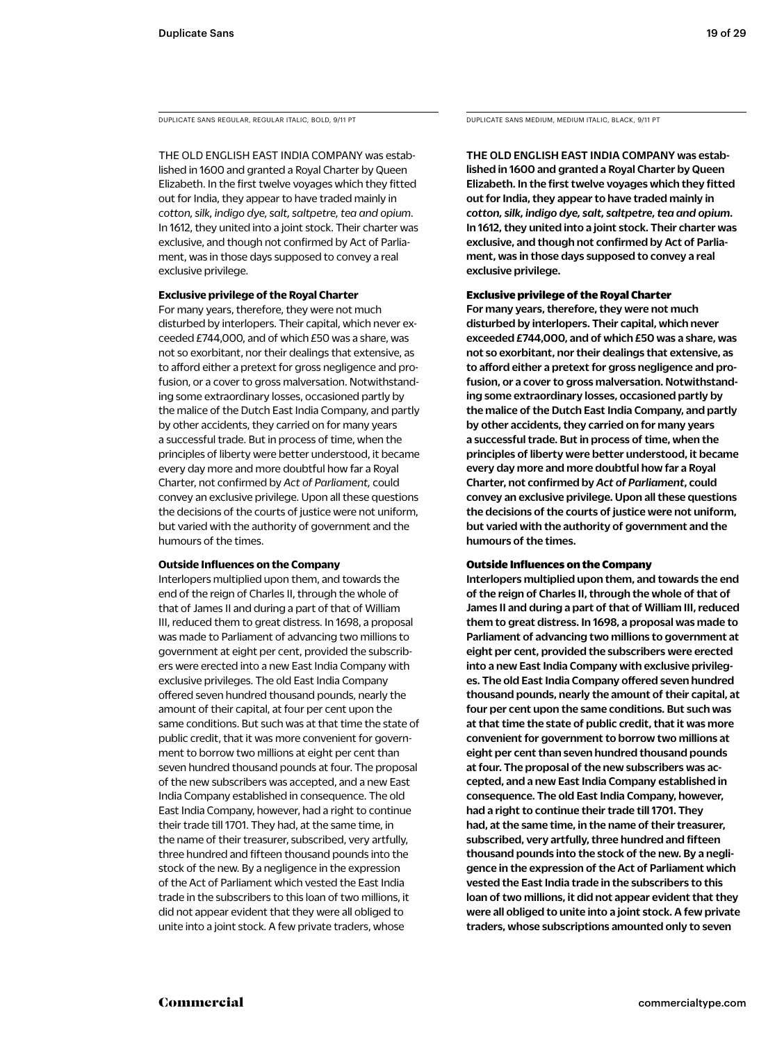DUPLICATE SANS REGULAR, REGULAR ITALIC, BOLD, 9/11 PT

THE OLD ENGLISH EAST INDIA COMPANY was established in 1600 and granted a Royal Charter by Queen Elizabeth. In the first twelve voyages which they fitted out for India, they appear to have traded mainly in *cotton, silk, indigo dye, salt, saltpetre, tea and opium*. In 1612, they united into a joint stock. Their charter was exclusive, and though not confirmed by Act of Parliament, was in those days supposed to convey a real exclusive privilege.

**Exclusive privilege of the Royal Charter**

For many years, therefore, they were not much disturbed by interlopers. Their capital, which never exceeded £744,000, and of which £50 was a share, was not so exorbitant, nor their dealings that extensive, as to afford either a pretext for gross negligence and profusion, or a cover to gross malversation. Notwithstanding some extraordinary losses, occasioned partly by the malice of the Dutch East India Company, and partly by other accidents, they carried on for many years a successful trade. But in process of time, when the principles of liberty were better understood, it became every day more and more doubtful how far a Royal Charter, not confirmed by *Act of Parliament*, could convey an exclusive privilege. Upon all these questions the decisions of the courts of justice were not uniform, but varied with the authority of government and the humours of the times.

**Outside Influences on the Company**

Interlopers multiplied upon them, and towards the end of the reign of Charles II, through the whole of that of James II and during a part of that of William III, reduced them to great distress. In 1698, a proposal was made to Parliament of advancing two millions to government at eight per cent, provided the subscribers were erected into a new East India Company with exclusive privileges. The old East India Company offered seven hundred thousand pounds, nearly the amount of their capital, at four per cent upon the same conditions. But such was at that time the state of public credit, that it was more convenient for government to borrow two millions at eight per cent than seven hundred thousand pounds at four. The proposal of the new subscribers was accepted, and a new East India Company established in consequence. The old East India Company, however, had a right to continue their trade till 1701. They had, at the same time, in the name of their treasurer, subscribed, very artfully, three hundred and fifteen thousand pounds into the stock of the new. By a negligence in the expression of the Act of Parliament which vested the East India trade in the subscribers to this loan of two millions, it did not appear evident that they were all obliged to unite into a joint stock. A few private traders, whose

DUPLICATE SANS MEDIUM, MEDIUM ITALIC, BLACK, 9/11 PT

**THE OLD ENGLISH EAST INDIA COMPANY was established in 1600 and granted a Royal Charter by Queen Elizabeth. In the first twelve voyages which they fitted out for India, they appear to have traded mainly in *cotton, silk, indigo dye, salt, saltpetre, tea and opium*. In 1612, they united into a joint stock. Their charter was exclusive, and though not confirmed by Act of Parliament, was in those days supposed to convey a real exclusive privilege.**

**Exclusive privilege of the Royal Charter**

**For many years, therefore, they were not much disturbed by interlopers. Their capital, which never exceeded £744,000, and of which £50 was a share, was not so exorbitant, nor their dealings that extensive, as to afford either a pretext for gross negligence and profusion, or a cover to gross malversation. Notwithstanding some extraordinary losses, occasioned partly by the malice of the Dutch East India Company, and partly by other accidents, they carried on for many years a successful trade. But in process of time, when the principles of liberty were better understood, it became every day more and more doubtful how far a Royal Charter, not confirmed by *Act of Parliament*, could convey an exclusive privilege. Upon all these questions the decisions of the courts of justice were not uniform, but varied with the authority of government and the humours of the times.**

**Outside Influences on the Company**

**Interlopers multiplied upon them, and towards the end of the reign of Charles II, through the whole of that of James II and during a part of that of William III, reduced them to great distress. In 1698, a proposal was made to Parliament of advancing two millions to government at eight per cent, provided the subscribers were erected into a new East India Company with exclusive privileges. The old East India Company offered seven hundred thousand pounds, nearly the amount of their capital, at four per cent upon the same conditions. But such was at that time the state of public credit, that it was more convenient for government to borrow two millions at eight per cent than seven hundred thousand pounds at four. The proposal of the new subscribers was accepted, and a new East India Company established in consequence. The old East India Company, however, had a right to continue their trade till 1701. They had, at the same time, in the name of their treasurer, subscribed, very artfully, three hundred and fifteen thousand pounds into the stock of the new. By a negligence in the expression of the Act of Parliament which vested the East India trade in the subscribers to this loan of two millions, it did not appear evident that they were all obliged to unite into a joint stock. A few private traders, whose subscriptions amounted only to seven**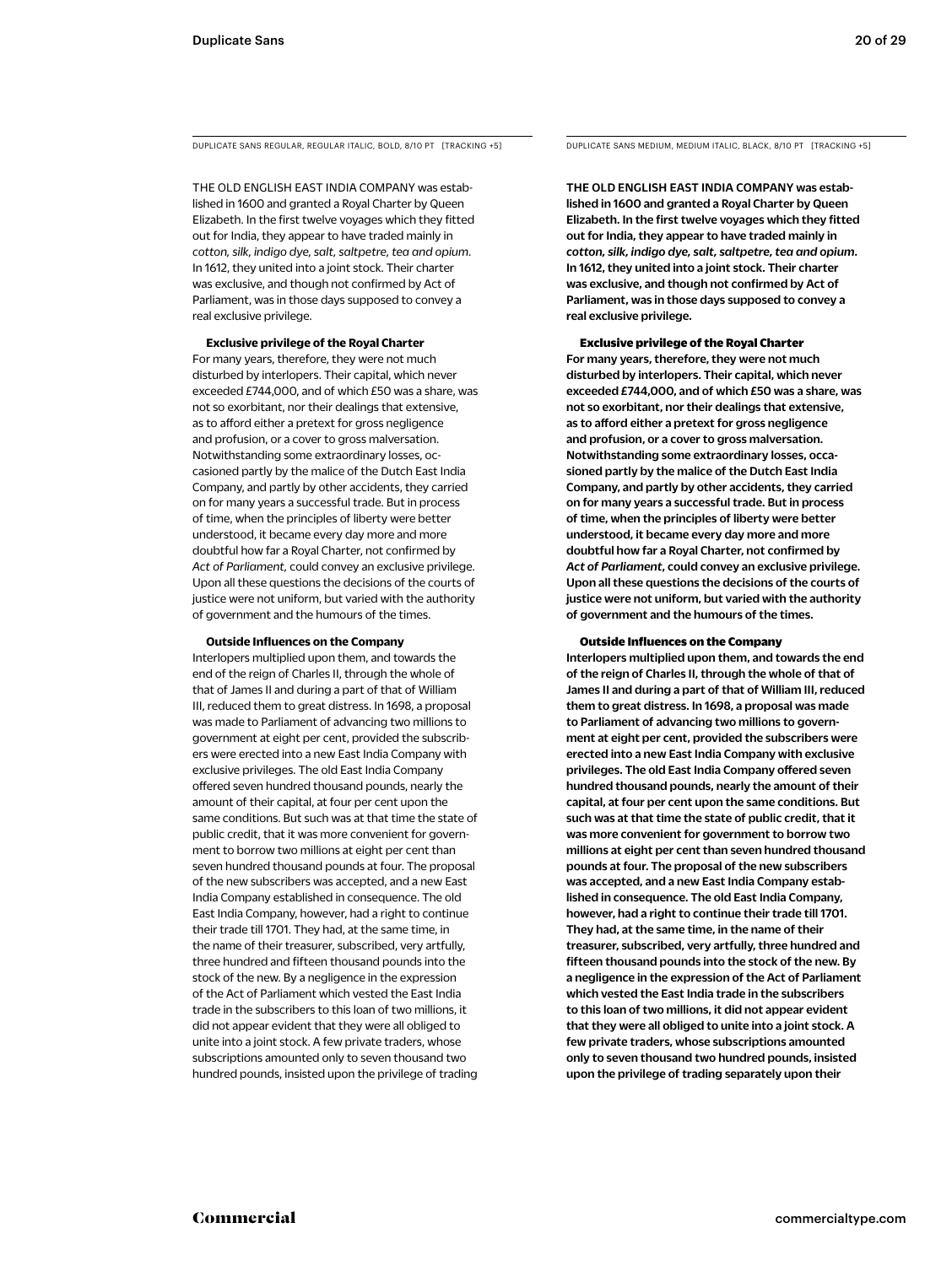DUPLICATE SANS REGULAR, REGULAR ITALIC, BOLD, 8/10 PT [TRACKING +5]

THE OLD ENGLISH EAST INDIA COMPANY was established in 1600 and granted a Royal Charter by Queen Elizabeth. In the first twelve voyages which they fitted out for India, they appear to have traded mainly in *cotton, silk, indigo dye, salt, saltpetre, tea and opium*. In 1612, they united into a joint stock. Their charter was exclusive, and though not confirmed by Act of Parliament, was in those days supposed to convey a real exclusive privilege.

**Exclusive privilege of the Royal Charter**

For many years, therefore, they were not much disturbed by interlopers. Their capital, which never exceeded £744,000, and of which £50 was a share, was not so exorbitant, nor their dealings that extensive, as to afford either a pretext for gross negligence and profusion, or a cover to gross malversation. Notwithstanding some extraordinary losses, occasioned partly by the malice of the Dutch East India Company, and partly by other accidents, they carried on for many years a successful trade. But in process of time, when the principles of liberty were better understood, it became every day more and more doubtful how far a Royal Charter, not confirmed by *Act of Parliament*, could convey an exclusive privilege. Upon all these questions the decisions of the courts of justice were not uniform, but varied with the authority of government and the humours of the times.

**Outside Influences on the Company**

Interlopers multiplied upon them, and towards the end of the reign of Charles II, through the whole of that of James II and during a part of that of William III, reduced them to great distress. In 1698, a proposal was made to Parliament of advancing two millions to government at eight per cent, provided the subscribers were erected into a new East India Company with exclusive privileges. The old East India Company offered seven hundred thousand pounds, nearly the amount of their capital, at four per cent upon the same conditions. But such was at that time the state of public credit, that it was more convenient for government to borrow two millions at eight per cent than seven hundred thousand pounds at four. The proposal of the new subscribers was accepted, and a new East India Company established in consequence. The old East India Company, however, had a right to continue their trade till 1701. They had, at the same time, in the name of their treasurer, subscribed, very artfully, three hundred and fifteen thousand pounds into the stock of the new. By a negligence in the expression of the Act of Parliament which vested the East India trade in the subscribers to this loan of two millions, it did not appear evident that they were all obliged to unite into a joint stock. A few private traders, whose subscriptions amounted only to seven thousand two hundred pounds, insisted upon the privilege of trading

DUPLICATE SANS MEDIUM, MEDIUM ITALIC, BLACK, 8/10 PT [TRACKING +5]

THE OLD ENGLISH EAST INDIA COMPANY was established in 1600 and granted a Royal Charter by Queen Elizabeth. In the first twelve voyages which they fitted out for India, they appear to have traded mainly in *cotton, silk, indigo dye, salt, saltpetre, tea and opium*. In 1612, they united into a joint stock. Their charter was exclusive, and though not confirmed by Act of Parliament, was in those days supposed to convey a real exclusive privilege.

**Exclusive privilege of the Royal Charter**

For many years, therefore, they were not much disturbed by interlopers. Their capital, which never exceeded £744,000, and of which £50 was a share, was not so exorbitant, nor their dealings that extensive, as to afford either a pretext for gross negligence and profusion, or a cover to gross malversation. Notwithstanding some extraordinary losses, occasioned partly by the malice of the Dutch East India Company, and partly by other accidents, they carried on for many years a successful trade. But in process of time, when the principles of liberty were better understood, it became every day more and more doubtful how far a Royal Charter, not confirmed by *Act of Parliament*, could convey an exclusive privilege. Upon all these questions the decisions of the courts of justice were not uniform, but varied with the authority of government and the humours of the times.

**Outside Influences on the Company**

Interlopers multiplied upon them, and towards the end of the reign of Charles II, through the whole of that of James II and during a part of that of William III, reduced them to great distress. In 1698, a proposal was made to Parliament of advancing two millions to government at eight per cent, provided the subscribers were erected into a new East India Company with exclusive privileges. The old East India Company offered seven hundred thousand pounds, nearly the amount of their capital, at four per cent upon the same conditions. But such was at that time the state of public credit, that it was more convenient for government to borrow two millions at eight per cent than seven hundred thousand pounds at four. The proposal of the new subscribers was accepted, and a new East India Company established in consequence. The old East India Company, however, had a right to continue their trade till 1701. They had, at the same time, in the name of their treasurer, subscribed, very artfully, three hundred and fifteen thousand pounds into the stock of the new. By a negligence in the expression of the Act of Parliament which vested the East India trade in the subscribers to this loan of two millions, it did not appear evident that they were all obliged to unite into a joint stock. A few private traders, whose subscriptions amounted only to seven thousand two hundred pounds, insisted upon the privilege of trading separately upon their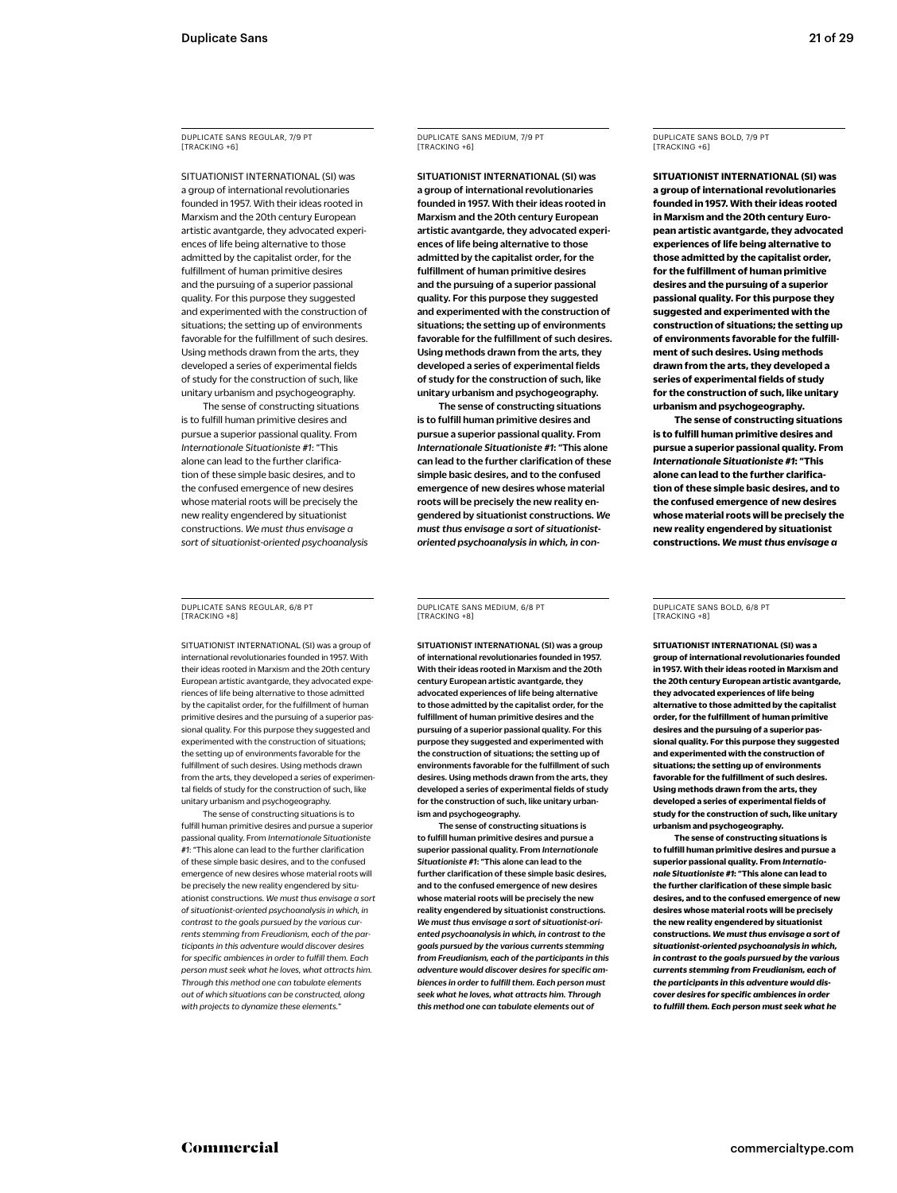DUPLICATE SANS REGULAR, 7/9 PT
[TRACKING +6]

SITUATIONIST INTERNATIONAL (SI) was a group of international revolutionaries founded in 1957. With their ideas rooted in Marxism and the 20th century European artistic avantgarde, they advocated experiences of life being alternative to those admitted by the capitalist order, for the fulfillment of human primitive desires and the pursuing of a superior passional quality. For this purpose they suggested and experimented with the construction of situations; the setting up of environments favorable for the fulfillment of such desires. Using methods drawn from the arts, they developed a series of experimental fields of study for the construction of such, like unitary urbanism and psychogeography.

The sense of constructing situations is to fulfill human primitive desires and pursue a superior passional quality. From *Internationale Situationiste #1*: "This alone can lead to the further clarification of these simple basic desires, and to the confused emergence of new desires whose material roots will be precisely the new reality engendered by situationist constructions. *We must thus envisage a sort of situationist-oriented psychoanalysis*

DUPLICATE SANS MEDIUM, 7/9 PT
[TRACKING +6]

SITUATIONIST INTERNATIONAL (SI) was a group of international revolutionaries founded in 1957. With their ideas rooted in Marxism and the 20th century European artistic avantgarde, they advocated experiences of life being alternative to those admitted by the capitalist order, for the fulfillment of human primitive desires and the pursuing of a superior passional quality. For this purpose they suggested and experimented with the construction of situations; the setting up of environments favorable for the fulfillment of such desires. Using methods drawn from the arts, they developed a series of experimental fields of study for the construction of such, like unitary urbanism and psychogeography.

The sense of constructing situations is to fulfill human primitive desires and pursue a superior passional quality. From *Internationale Situationiste #1*: "This alone can lead to the further clarification of these simple basic desires, and to the confused emergence of new desires whose material roots will be precisely the new reality engendered by situationist constructions. *We must thus envisage a sort of situationist-oriented psychoanalysis in which, in con-*

**DUPLICATE SANS BOLD, 7/9 PT**
**[TRACKING +6]**

**SITUATIONIST INTERNATIONAL (SI) was a group of international revolutionaries founded in 1957. With their ideas rooted in Marxism and the 20th century European artistic avantgarde, they advocated experiences of life being alternative to those admitted by the capitalist order, for the fulfillment of human primitive desires and the pursuing of a superior passional quality. For this purpose they suggested and experimented with the construction of situations; the setting up of environments favorable for the fulfillment of such desires. Using methods drawn from the arts, they developed a series of experimental fields of study for the construction of such, like unitary urbanism and psychogeography.**

**The sense of constructing situations is to fulfill human primitive desires and pursue a superior passional quality. From *Internationale Situationiste #1*: "This alone can lead to the further clarification of these simple basic desires, and to the confused emergence of new desires whose material roots will be precisely the new reality engendered by situationist constructions. *We must thus envisage a***

DUPLICATE SANS REGULAR, 6/8 PT
[TRACKING +8]

SITUATIONIST INTERNATIONAL (SI) was a group of international revolutionaries founded in 1957. With their ideas rooted in Marxism and the 20th century European artistic avantgarde, they advocated experiences of life being alternative to those admitted by the capitalist order, for the fulfillment of human primitive desires and the pursuing of a superior passional quality. For this purpose they suggested and experimented with the construction of situations; the setting up of environments favorable for the fulfillment of such desires. Using methods drawn from the arts, they developed a series of experimental fields of study for the construction of such, like unitary urbanism and psychogeography.

The sense of constructing situations is to fulfill human primitive desires and pursue a superior passional quality. From *Internationale Situationiste #1*: "This alone can lead to the further clarification of these simple basic desires, and to the confused emergence of new desires whose material roots will be precisely the new reality engendered by situationist constructions. *We must thus envisage a sort of situationist-oriented psychoanalysis in which, in contrast to the goals pursued by the various currents stemming from Freudianism, each of the participants in this adventure would discover desires for specific ambiences in order to fulfill them. Each person must seek what he loves, what attracts him. Through this method one can tabulate elements out of which situations can be constructed, along with projects to dynamize these elements."*

DUPLICATE SANS MEDIUM, 6/8 PT
[TRACKING +8]

SITUATIONIST INTERNATIONAL (SI) was a group of international revolutionaries founded in 1957. With their ideas rooted in Marxism and the 20th century European artistic avantgarde, they advocated experiences of life being alternative to those admitted by the capitalist order, for the fulfillment of human primitive desires and the pursuing of a superior passional quality. For this purpose they suggested and experimented with the construction of situations; the setting up of environments favorable for the fulfillment of such desires. Using methods drawn from the arts, they developed a series of experimental fields of study for the construction of such, like unitary urbanism and psychogeography.

The sense of constructing situations is to fulfill human primitive desires and pursue a superior passional quality. From *Internationale Situationiste #1*: "This alone can lead to the further clarification of these simple basic desires, and to the confused emergence of new desires whose material roots will be precisely the new reality engendered by situationist constructions. *We must thus envisage a sort of situationist-oriented psychoanalysis in which, in contrast to the goals pursued by the various currents stemming from Freudianism, each of the participants in this adventure would discover desires for specific ambiences in order to fulfill them. Each person must seek what he loves, what attracts him. Through this method one can tabulate elements out of*

**DUPLICATE SANS BOLD, 6/8 PT**
**[TRACKING +8]**

**SITUATIONIST INTERNATIONAL (SI) was a group of international revolutionaries founded in 1957. With their ideas rooted in Marxism and the 20th century European artistic avantgarde, they advocated experiences of life being alternative to those admitted by the capitalist order, for the fulfillment of human primitive desires and the pursuing of a superior passional quality. For this purpose they suggested and experimented with the construction of situations; the setting up of environments favorable for the fulfillment of such desires. Using methods drawn from the arts, they developed a series of experimental fields of study for the construction of such, like unitary urbanism and psychogeography.**

**The sense of constructing situations is to fulfill human primitive desires and pursue a superior passional quality. From *Internationale Situationiste #1*: "This alone can lead to the further clarification of these simple basic desires, and to the confused emergence of new desires whose material roots will be precisely the new reality engendered by situationist constructions. *We must thus envisage a sort of situationist-oriented psychoanalysis in which, in contrast to the goals pursued by the various currents stemming from Freudianism, each of the participants in this adventure would discover desires for specific ambiences in order to fulfill them. Each person must seek what he***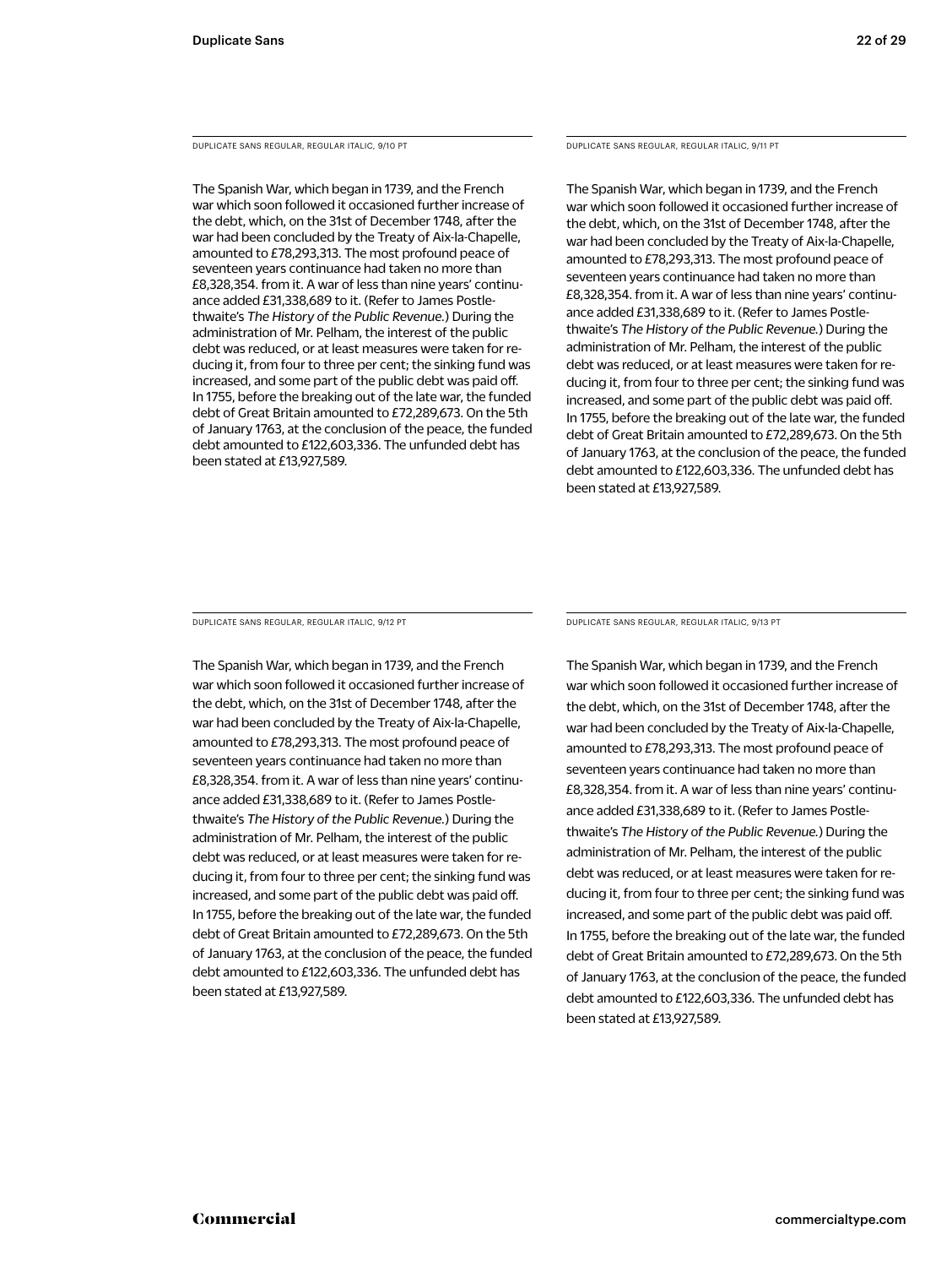DUPLICATE SANS REGULAR, REGULAR ITALIC, 9/10 PT

The Spanish War, which began in 1739, and the French war which soon followed it occasioned further increase of the debt, which, on the 31st of December 1748, after the war had been concluded by the Treaty of Aix-la-Chapelle, amounted to £78,293,313. The most profound peace of seventeen years continuance had taken no more than £8,328,354. from it. A war of less than nine years' continuance added £31,338,689 to it. (Refer to James Postlethwaite's *The History of the Public Revenue.*) During the administration of Mr. Pelham, the interest of the public debt was reduced, or at least measures were taken for reducing it, from four to three per cent; the sinking fund was increased, and some part of the public debt was paid off. In 1755, before the breaking out of the late war, the funded debt of Great Britain amounted to £72,289,673. On the 5th of January 1763, at the conclusion of the peace, the funded debt amounted to £122,603,336. The unfunded debt has been stated at £13,927,589.

DUPLICATE SANS REGULAR, REGULAR ITALIC, 9/11 PT

The Spanish War, which began in 1739, and the French war which soon followed it occasioned further increase of the debt, which, on the 31st of December 1748, after the war had been concluded by the Treaty of Aix-la-Chapelle, amounted to £78,293,313. The most profound peace of seventeen years continuance had taken no more than £8,328,354. from it. A war of less than nine years' continuance added £31,338,689 to it. (Refer to James Postlethwaite's *The History of the Public Revenue.*) During the administration of Mr. Pelham, the interest of the public debt was reduced, or at least measures were taken for reducing it, from four to three per cent; the sinking fund was increased, and some part of the public debt was paid off. In 1755, before the breaking out of the late war, the funded debt of Great Britain amounted to £72,289,673. On the 5th of January 1763, at the conclusion of the peace, the funded debt amounted to £122,603,336. The unfunded debt has been stated at £13,927,589.

DUPLICATE SANS REGULAR, REGULAR ITALIC, 9/12 PT

The Spanish War, which began in 1739, and the French war which soon followed it occasioned further increase of the debt, which, on the 31st of December 1748, after the war had been concluded by the Treaty of Aix-la-Chapelle, amounted to £78,293,313. The most profound peace of seventeen years continuance had taken no more than £8,328,354. from it. A war of less than nine years' continuance added £31,338,689 to it. (Refer to James Postlethwaite's *The History of the Public Revenue.*) During the administration of Mr. Pelham, the interest of the public debt was reduced, or at least measures were taken for reducing it, from four to three per cent; the sinking fund was increased, and some part of the public debt was paid off. In 1755, before the breaking out of the late war, the funded debt of Great Britain amounted to £72,289,673. On the 5th of January 1763, at the conclusion of the peace, the funded debt amounted to £122,603,336. The unfunded debt has been stated at £13,927,589.

DUPLICATE SANS REGULAR, REGULAR ITALIC, 9/13 PT

The Spanish War, which began in 1739, and the French war which soon followed it occasioned further increase of the debt, which, on the 31st of December 1748, after the war had been concluded by the Treaty of Aix-la-Chapelle, amounted to £78,293,313. The most profound peace of seventeen years continuance had taken no more than £8,328,354. from it. A war of less than nine years' continuance added £31,338,689 to it. (Refer to James Postlethwaite's *The History of the Public Revenue.*) During the administration of Mr. Pelham, the interest of the public debt was reduced, or at least measures were taken for reducing it, from four to three per cent; the sinking fund was increased, and some part of the public debt was paid off. In 1755, before the breaking out of the late war, the funded debt of Great Britain amounted to £72,289,673. On the 5th of January 1763, at the conclusion of the peace, the funded debt amounted to £122,603,336. The unfunded debt has been stated at £13,927,589.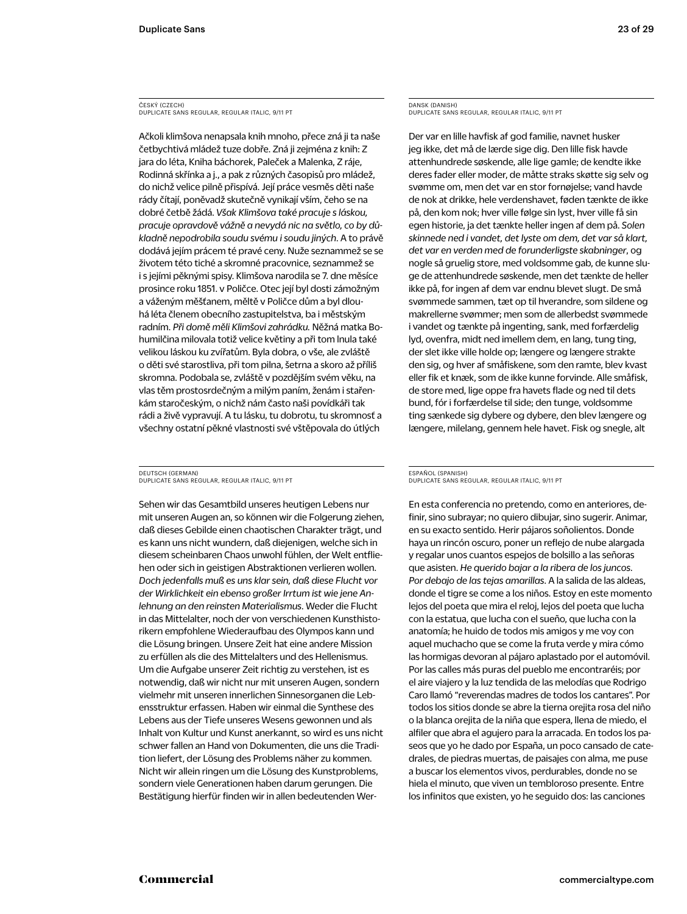ČESKÝ (CZECH)
DUPLICATE SANS REGULAR, REGULAR ITALIC, 9/11 PT

Ačkoli klimšova nenapsala knih mnoho, přece zná ji ta naše četbychtivá mládež tuze dobře. Zná ji zejména z knih: Z jara do léta, Kniha báchorek, Paleček a Malenka, Z ráje, Rodinná skřínka a j., a pak z různých časopisů pro mládež, do nichž velice pilně přispívá. Její práce vesměs děti naše rády čítají, poněvadž skutečně vynikají vším, čeho se na dobré četbě žádá. *Však Klimšova také pracuje s láskou, pracuje opravdově vážně a nevydá nic na světlo, co by důkladně nepodrobila soudu svému i soudu jiných*. A to právě dodává jejím prácem té pravé ceny. Nuže seznammež se se životem této tiché a skromné pracovnice, seznammež se i s jejími pěknými spisy. Klimšova narodila se 7. dne měsíce prosince roku 1851. v Poličce. Otec její byl dosti zámožným a váženým měšťanem, měltě v Poličce dům a byl dlouhá léta členem obecního zastupitelstva, ba i městským radním. *Při domě měli Klimšovi zahrádku.* Něžná matka Bohumilčina milovala totiž velice květiny a při tom lnula také velikou láskou ku zvířatům. Byla dobra, o vše, ale zvláště o děti své starostliva, při tom pilna, šetrna a skoro až příliš skromna. Podobala se, zvláště v pozdějším svém věku, na vlas těm prostosrdečným a milým paním, ženám i stařenkám staročeským, o nichž nám často naši povídkáři tak rádi a živě vypravují. A tu lásku, tu dobrotu, tu skromnosť a všechny ostatní pěkné vlastnosti své vštěpovala do útlých

DANSK (DANISH)
DUPLICATE SANS REGULAR, REGULAR ITALIC, 9/11 PT

Der var en lille havfisk af god familie, navnet husker jeg ikke, det må de lærde sige dig. Den lille fisk havde attenhundrede søskende, alle lige gamle; de kendte ikke deres fader eller moder, de måtte straks skøtte sig selv og svømme om, men det var en stor fornøjelse; vand havde de nok at drikke, hele verdenshavet, føden tænkte de ikke på, den kom nok; hver ville følge sin lyst, hver ville få sin egen historie, ja det tænkte heller ingen af dem på. *Solen skinnede ned i vandet, det lyste om dem, det var så klart, det var en verden med de forunderligste skabninger*, og nogle så gruelig store, med voldsomme gab, de kunne sluge de attenhundrede søskende, men det tænkte de heller ikke på, for ingen af dem var endnu blevet slugt. De små svømmede sammen, tæt op til hverandre, som sildene og makrellerne svømmer; men som de allerbedst svømmede i vandet og tænkte på ingenting, sank, med forfærdelig lyd, ovenfra, midt ned imellem dem, en lang, tung ting, der slet ikke ville holde op; længere og længere strakte den sig, og hver af småfiskene, som den ramte, blev kvast eller fik et knæk, som de ikke kunne forvinde. Alle småfisk, de store med, lige oppe fra havets flade og ned til dets bund, fór i forfærdelse til side; den tunge, voldsomme ting sænkede sig dybere og dybere, den blev længere og længere, milelang, gennem hele havet. Fisk og snegle, alt

DEUTSCH (GERMAN)
DUPLICATE SANS REGULAR, REGULAR ITALIC, 9/11 PT

Sehen wir das Gesamtbild unseres heutigen Lebens nur mit unseren Augen an, so können wir die Folgerung ziehen, daß dieses Gebilde einen chaotischen Charakter trägt, und es kann uns nicht wundern, daß diejenigen, welche sich in diesem scheinbaren Chaos unwohl fühlen, der Welt entfliehen oder sich in geistigen Abstraktionen verlieren wollen. *Doch jedenfalls muß es uns klar sein, daß diese Flucht vor der Wirklichkeit ein ebenso großer Irrtum ist wie jene Anlehnung an den reinsten Materialismus*. Weder die Flucht in das Mittelalter, noch der von verschiedenen Kunsthistorikern empfohlene Wiederaufbau des Olympos kann und die Lösung bringen. Unsere Zeit hat eine andere Mission zu erfüllen als die des Mittelalters und des Hellenismus. Um die Aufgabe unserer Zeit richtig zu verstehen, ist es notwendig, daß wir nicht nur mit unseren Augen, sondern vielmehr mit unseren innerlichen Sinnesorganen die Lebensstruktur erfassen. Haben wir einmal die Synthese des Lebens aus der Tiefe unseres Wesens gewonnen und als Inhalt von Kultur und Kunst anerkannt, so wird es uns nicht schwer fallen an Hand von Dokumenten, die uns die Tradition liefert, der Lösung des Problems näher zu kommen. Nicht wir allein ringen um die Lösung des Kunstproblems, sondern viele Generationen haben darum gerungen. Die Bestätigung hierfür finden wir in allen bedeutenden Wer-

ESPAÑOL (SPANISH)
DUPLICATE SANS REGULAR, REGULAR ITALIC, 9/11 PT

En esta conferencia no pretendo, como en anteriores, definir, sino subrayar; no quiero dibujar, sino sugerir. Animar, en su exacto sentido. Herir pájaros soñolientos. Donde haya un rincón oscuro, poner un reflejo de nube alargada y regalar unos cuantos espejos de bolsillo a las señoras que asisten. *He querido bajar a la ribera de los juncos. Por debajo de las tejas amarillas*. A la salida de las aldeas, donde el tigre se come a los niños. Estoy en este momento lejos del poeta que mira el reloj, lejos del poeta que lucha con la estatua, que lucha con el sueño, que lucha con la anatomía; he huido de todos mis amigos y me voy con aquel muchacho que se come la fruta verde y mira cómo las hormigas devoran al pájaro aplastado por el automóvil. Por las calles más puras del pueblo me encontraréis; por el aire viajero y la luz tendida de las melodías que Rodrigo Caro llamó “reverendas madres de todos los cantares”. Por todos los sitios donde se abre la tierna orejita rosa del niño o la blanca orejita de la niña que espera, llena de miedo, el alfiler que abra el agujero para la arracada. En todos los paseos que yo he dado por España, un poco cansado de catedrales, de piedras muertas, de paisajes con alma, me puse a buscar los elementos vivos, perdurables, donde no se hiela el minuto, que viven un tembloroso presente. Entre los infinitos que existen, yo he seguido dos: las canciones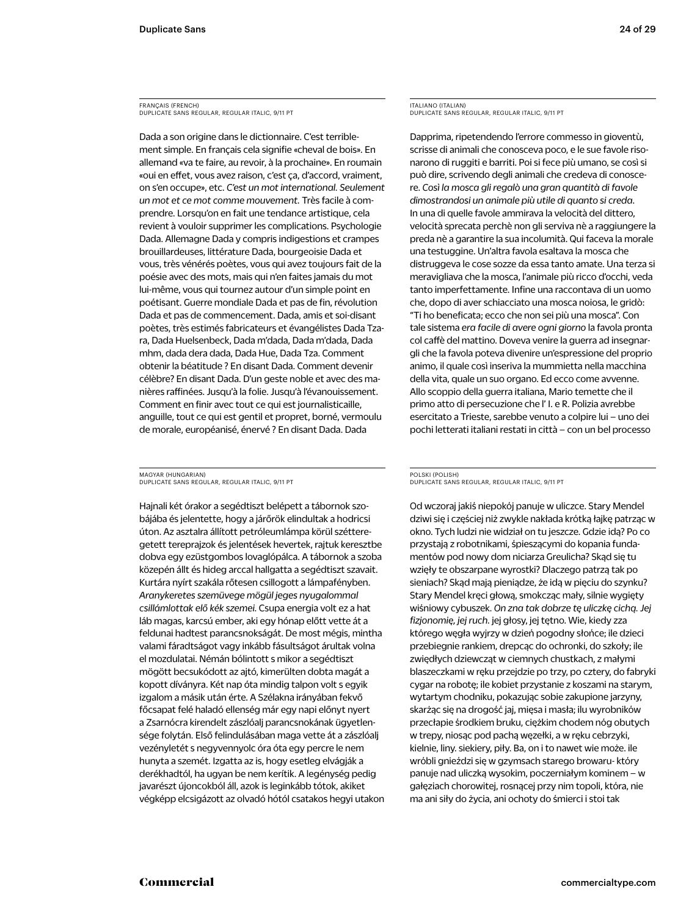FRANÇAIS (FRENCH)
DUPLICATE SANS REGULAR, REGULAR ITALIC, 9/11 PT

Dada a son origine dans le dictionnaire. C'est terriblement simple. En français cela signifie «cheval de bois». En allemand «va te faire, au revoir, à la prochaine». En roumain «oui en effet, vous avez raison, c'est ça, d'accord, vraiment, on s'en occupe», etc. *C'est un mot international. Seulement un mot et ce mot comme mouvement.* Très facile à comprendre. Lorsqu'on en fait une tendance artistique, cela revient à vouloir supprimer les complications. Psychologie Dada. Allemagne Dada y compris indigestions et crampes brouillardeuses, littérature Dada, bourgeoisie Dada et vous, très vénérés poètes, vous qui avez toujours fait de la poésie avec des mots, mais qui n'en faites jamais du mot lui-même, vous qui tournez autour d'un simple point en poétisant. Guerre mondiale Dada et pas de fin, révolution Dada et pas de commencement. Dada, amis et soi-disant poètes, très estimés fabricateurs et évangélistes Dada Tzara, Dada Huelsenbeck, Dada m'dada, Dada m'dada, Dada mhm, dada dera dada, Dada Hue, Dada Tza. Comment obtenir la béatitude ? En disant Dada. Comment devenir célèbre? En disant Dada. D'un geste noble et avec des manières raffinées. Jusqu'à la folie. Jusqu'à l'évanouissement. Comment en finir avec tout ce qui est journalisticaille, anguille, tout ce qui est gentil et propret, borné, vermoulu de morale, européanisé, énervé ? En disant Dada. Dada

ITALIANO (ITALIAN)
DUPLICATE SANS REGULAR, REGULAR ITALIC, 9/11 PT

Dapprima, ripetendendo l'errore commesso in gioventù, scrisse di animali che conosceva poco, e le sue favole risonarono di ruggiti e barriti. Poi si fece più umano, se così si può dire, scrivendo degli animali che credeva di conoscere. *Così la mosca gli regalò una gran quantità di favole dimostrandosi un animale più utile di quanto si creda.* In una di quelle favole ammirava la velocità del dittero, velocità sprecata perchè non gli serviva nè a raggiungere la preda nè a garantire la sua incolumità. Qui faceva la morale una testuggine. Un'altra favola esaltava la mosca che distruggeva le cose sozze da essa tanto amate. Una terza si meravigliava che la mosca, l'animale più ricco d'occhi, veda tanto imperfettamente. Infine una raccontava di un uomo che, dopo di aver schiacciato una mosca noiosa, le gridò: "Ti ho beneficata; ecco che non sei più una mosca". Con tale sistema *era facile di avere ogni giorno* la favola pronta col caffè del mattino. Doveva venire la guerra ad insegnargli che la favola poteva divenire un'espressione del proprio animo, il quale così inseriva la mummietta nella macchina della vita, quale un suo organo. Ed ecco come avvenne. Allo scoppio della guerra italiana, Mario temette che il primo atto di persecuzione che l' I. e R. Polizia avrebbe esercitato a Trieste, sarebbe venuto a colpire lui – uno dei pochi letterati italiani restati in città – con un bel processo

MAGYAR (HUNGARIAN)
DUPLICATE SANS REGULAR, REGULAR ITALIC, 9/11 PT

Hajnali két órakor a segédtiszt belépett a tábornok szobájába és jelentette, hogy a járőrök elindultak a hodricsi úton. Az asztalra állított petróleumlámpa körül szétteregetett tereprajzok és jelentések hevertek, rajtuk keresztbe dobva egy ezüstgombos lovaglópálca. A tábornok a szoba közepén állt és hideg arccal hallgatta a segédtiszt szavait. Kurtára nyírt szakála rőtesen csillogott a lámpafényben. *Aranykeretes szemüvege mögül jeges nyugalommal csillámlottak elő kék szemei.* Csupa energia volt ez a hat láb magas, karcsú ember, aki egy hónap előtt vette át a feldunai hadtest parancsnokságát. De most mégis, mintha valami fáradtságot vagy inkább fásultságot árultak volna el mozdulatai. Némán bólintott s mikor a segédtiszt mögött becsukódott az ajtó, kimerülten dobta magát a kopott díványra. Két nap óta mindig talpon volt s egyik izgalom a másik után érte. A Szélakna irányában fekvő főcsapat felé haladó ellenség már egy napi előnyt nyert a Zsarnócra kirendelt zászlóalj parancsnokának ügyetlensége folytán. Első felindulásában maga vette át a zászlóalj vezényletét s negyvennyolc óra óta egy percre le nem hunyta a szemét. Izgatta az is, hogy esetleg elvágják a derékhadtól, ha ugyan be nem kerítik. A legénység pedig javarészt újoncokból áll, azok is leginkább tótok, akiket végképp elcsigázott az olvadó hótól csatakos hegyi utakon

POLSKI (POLISH)
DUPLICATE SANS REGULAR, REGULAR ITALIC, 9/11 PT

Od wczoraj jakiś niepokój panuje w uliczce. Stary Mendel dziwi się i częściej niż zwykle nakłada krótką łajkę patrząc w okno. Tych ludzi nie widział on tu jeszcze. Gdzie idą? Po co przystają z robotnikami, śpieszącymi do kopania fundamentów pod nowy dom niciarza Greulicha? Skąd się tu wzięły te obszarpane wyrostki? Dlaczego patrzą tak po sieniach? Skąd mają pieniądze, że idą w pięciu do szynku? Stary Mendel kręci głową, smokcząc mały, silnie wygięty wiśniowy cybuszek. *On zna tak dobrze tę uliczkę cichą. Jej fizjonomię, jej ruch.* jej głosy, jej tętno. Wie, kiedy zza którego węgła wyjrzy w dzień pogodny słońce; ile dzieci przebiegnie rankiem, drepcąc do ochronki, do szkoły; ile zwiędłych dziewcząt w ciemnych chustkach, z małymi blaszeczkami w ręku przejdzie po trzy, po cztery, do fabryki cygar na robotę; ile kobiet przystanie z koszami na starym, wytartym chodniku, pokazując sobie zakupione jarzyny, skarżąc się na drogość jaj, mięsa i masła; ilu wyrobników przecłapie środkiem bruku, ciężkim chodem nóg obutych w trepy, niosąc pod pachą węzełki, a w ręku cebrzyki, kielnie, liny. siekiery, piły. Ba, on i to nawet wie może. ile wróbli gnieździ się w gzymsach starego browaru- który panuje nad uliczką wysokim, poczerniałym kominem – w gałęziach chorowitej, rosnącej przy nim topoli, która, nie ma ani siły do życia, ani ochoty do śmierci i stoi tak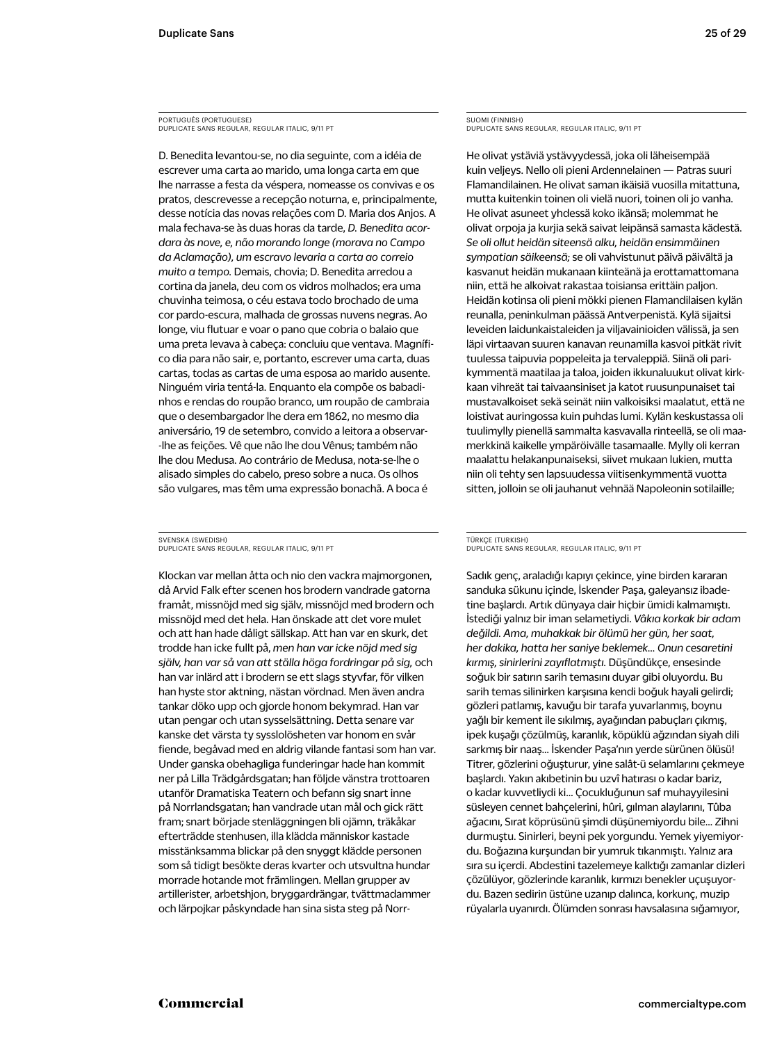PORTUGUÊS (PORTUGUESE)
DUPLICATE SANS REGULAR, REGULAR ITALIC, 9/11 PT

D. Benedita levantou-se, no dia seguinte, com a idéia de escrever uma carta ao marido, uma longa carta em que lhe narrasse a festa da véspera, nomeasse os convivas e os pratos, descrevesse a recepção noturna, e, principalmente, desse notícia das novas relações com D. Maria dos Anjos. A mala fechava-se às duas horas da tarde, *D. Benedita acordara às nove, e, não morando longe (morava no Campo da Aclamação), um escravo levaria a carta ao correio muito a tempo.* Demais, chovia; D. Benedita arredou a cortina da janela, deu com os vidros molhados; era uma chuvinha teimosa, o céu estava todo brochado de uma cor pardo-escura, malhada de grossas nuvens negras. Ao longe, viu flutuar e voar o pano que cobria o balaio que uma preta levava à cabeça: concluiu que ventava. Magnífico dia para não sair, e, portanto, escrever uma carta, duas cartas, todas as cartas de uma esposa ao marido ausente. Ninguém viria tentá-la. Enquanto ela compõe os babadinhos e rendas do roupão branco, um roupão de cambraia que o desembargador lhe dera em 1862, no mesmo dia aniversário, 19 de setembro, convido a leitora a observar--lhe as feições. Vê que não lhe dou Vênus; também não lhe dou Medusa. Ao contrário de Medusa, nota-se-lhe o alisado simples do cabelo, preso sobre a nuca. Os olhos são vulgares, mas têm uma expressão bonachã. A boca é

SUOMI (FINNISH)
DUPLICATE SANS REGULAR, REGULAR ITALIC, 9/11 PT

He olivat ystäviä ystävyydessä, joka oli läheisempää kuin veljeys. Nello oli pieni Ardennelainen — Patras suuri Flamandilainen. He olivat saman ikäisiä vuosilla mitattuna, mutta kuitenkin toinen oli vielä nuori, toinen oli jo vanha. He olivat asuneet yhdessä koko ikänsä; molemmat he olivat orpoja ja kurjia sekä saivat leipänsä samasta kädestä. *Se oli ollut heidän siteensä alku, heidän ensimmäinen sympatian säikeensä;* se oli vahvistunut päivä päivältä ja kasvanut heidän mukanaan kiinteänä ja erottamattomana niin, että he alkoivat rakastaa toisiansa erittäin paljon. Heidän kotinsa oli pieni mökki pienen Flamandilaisen kylän reunalla, peninkulman päässä Antverpenistä. Kylä sijaitsi leveiden laidunkaistaleiden ja viljavainioiden välissä, ja sen läpi virtaavan suuren kanavan reunamilla kasvoi pitkät rivit tuulessa taipuvia poppeleita ja tervaleppiä. Siinä oli parikymmentä maatilaa ja taloa, joiden ikkunaluukut olivat kirkkaan vihreät tai taivaansiniset ja katot ruusunpunaiset tai mustavalkoiset sekä seinät niin valkoisiksi maalatut, että ne loistivat auringossa kuin puhdas lumi. Kylän keskustassa oli tuulimylly pienellä sammalta kasvavalla rinteellä, se oli maamerkkinä kaikelle ympäröivälle tasamaalle. Mylly oli kerran maalattu helakanpunaiseksi, siivet mukaan lukien, mutta niin oli tehty sen lapsuudessa viitisenkymmentä vuotta sitten, jolloin se oli jauhanut vehnää Napoleonin sotilaille;

SVENSKA (SWEDISH)
DUPLICATE SANS REGULAR, REGULAR ITALIC, 9/11 PT

Klockan var mellan åtta och nio den vackra majmorgonen, då Arvid Falk efter scenen hos brodern vandrade gatorna framåt, missnöjd med sig själv, missnöjd med brodern och missnöjd med det hela. Han önskade att det vore mulet och att han hade dåligt sällskap. Att han var en skurk, det trodde han icke fullt på, *men han var icke nöjd med sig själv, han var så van att ställa höga fordringar på sig,* och han var inlärd att i brodern se ett slags styvfar, för vilken han hyste stor aktning, nästan vördnad. Men även andra tankar döko upp och gjorde honom bekymrad. Han var utan pengar och utan sysselsättning. Detta senare var kanske det värsta ty sysslolösheten var honom en svår fiende, begåvad med en aldrig vilande fantasi som han var. Under ganska obehagliga funderingar hade han kommit ner på Lilla Trädgårdsgatan; han följde vänstra trottoaren utanför Dramatiska Teatern och befann sig snart inne på Norrlandsgatan; han vandrade utan mål och gick rätt fram; snart började stenläggningen bli ojämn, träkåkar efterträdde stenhusen, illa klädda människor kastade misstänksamma blickar på den snyggt klädde personen som så tidigt besökte deras kvarter och utsvultna hundar morrade hotande mot främlingen. Mellan grupper av artillerister, arbetshjon, bryggardrängar, tvättmadammer och lärpojkar påskyndade han sina sista steg på Norr-

TÜRKÇE (TURKISH)
DUPLICATE SANS REGULAR, REGULAR ITALIC, 9/11 PT

Sadık genç, araladığı kapıyı çekince, yine birden kararan sanduka sükunu içinde, İskender Paşa, galeyansız ibadetine başlardı. Artık dünyaya dair hiçbir ümidi kalmamıştı. İstediği yalnız bir iman selametiydi. *Vâkıa korkak bir adam değildi. Ama, muhakkak bir ölümü her gün, her saat, her dakika, hatta her saniye beklemek... Onun cesaretini kırmış, sinirlerini zayıflatmıştı.* Düşündükçe, ensesinde soğuk bir satırın sarih temasını duyar gibi oluyordu. Bu sarih temas silinirken karşısına kendi boğuk hayali gelirdi; gözleri patlamış, kavuğu bir tarafa yuvarlanmış, boynu yağlı bir kement ile sıkılmış, ayağından pabuçları çıkmış, ipek kuşağı çözülmüş, karanlık, köpüklü ağzından siyah dili sarkmış bir naaş... İskender Paşa'nın yerde sürünen ölüsü! Titrer, gözlerini oğuşturur, yine salât-ü selamlarını çekmeye başlardı. Yakın akıbetinin bu uzvî hatırası o kadar bariz, o kadar kuvvetliydi ki... Çocukluğunun saf muhayyilesini süsleyen cennet bahçelerini, hûri, gılman alaylarını, Tûba ağacını, Sırat köprüsünü şimdi düşünemiyordu bile... Zihni durmuştu. Sinirleri, beyni pek yorgundu. Yemek yiyemiyordu. Boğazına kurşundan bir yumruk tıkanmıştı. Yalnız ara sıra su içerdi. Abdestini tazelemeye kalktığı zamanlar dizleri çözülüyor, gözlerinde karanlık, kırmızı benekler uçuşuyordu. Bazen sedirin üstüne uzanıp dalınca, korkunç, muzip rüyalarla uyanırdı. Ölümden sonrası havsalasına sığamıyor,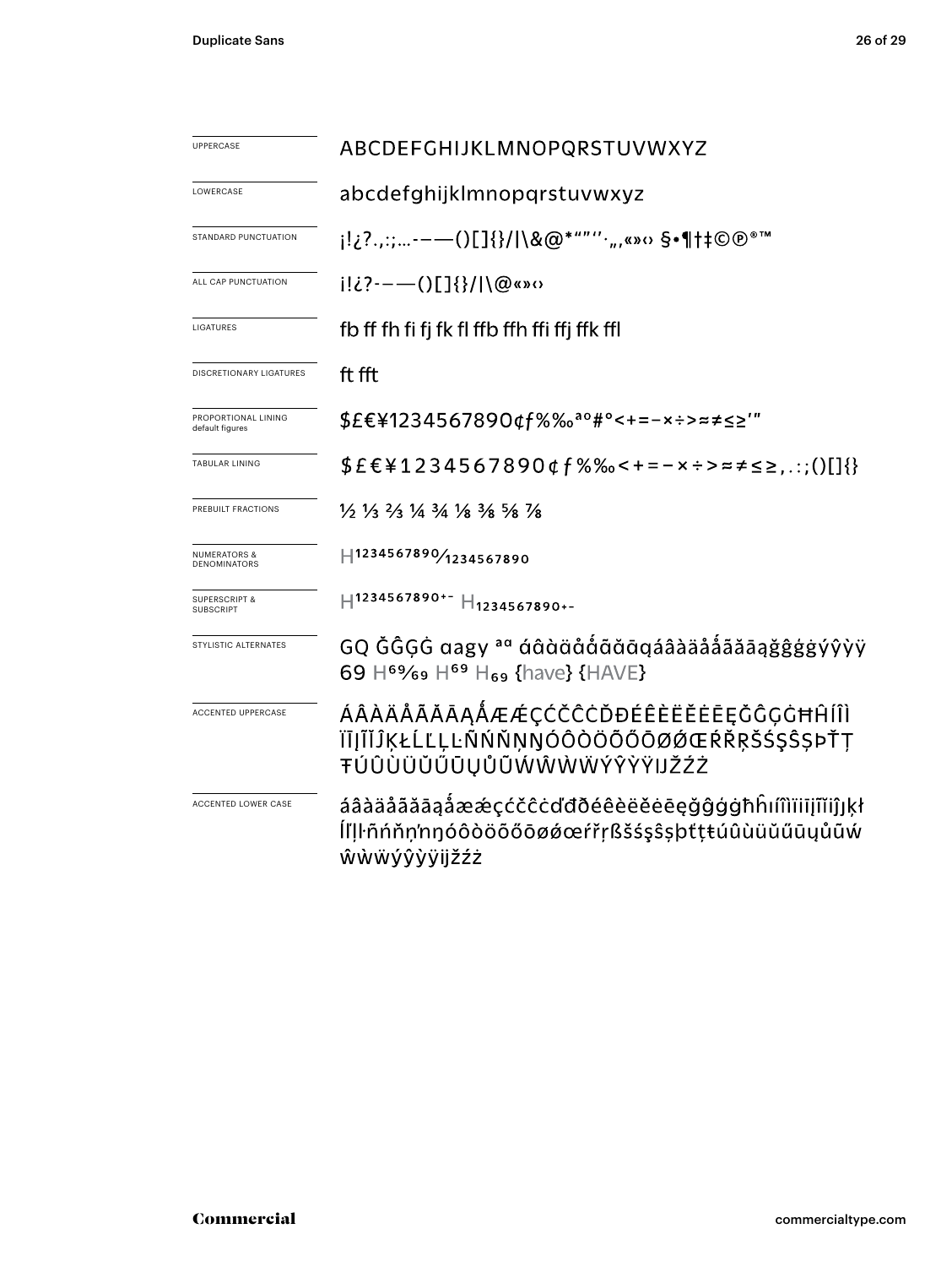| | |
|---|---|
| UPPERCASE | ABCDEFGHIJKLMNOPQRSTUVWXYZ |
| LOWERCASE | abcdefghijklmnopqrstuvwxyz |
| STANDARD PUNCTUATION | ¡!¿?.,:;…-–—()[]{}/\|\&@*"""''·„‚«»‹› §•¶†‡©℗®™ |
| ALL CAP PUNCTUATION | ¡!¿?-–—()[]{}/\|\@«»‹› |
| LIGATURES | fb ff fh fi fj fk fl ffb ffh ffi ffj ffk ffl |
| DISCRETIONARY LIGATURES | ft fft |
| PROPORTIONAL LINING default figures | $£€¥1234567890¢ƒ%‰ªº#°<+=−×÷>≈≠≤≥′″ |
| TABULAR LINING | $£€¥1234567890¢ƒ%‰<+=−×÷>≈≠≤≥,.:;()[]{} |
| PREBUILT FRACTIONS | ½ ⅓ ⅔ ¼ ¾ ⅛ ⅜ ⅝ ⅞ |
| NUMERATORS & DENOMINATORS | H¹²³⁴⁵⁶⁷⁸⁹⁰⁄₁₂₃₄₅₆₇₈₉₀ |
| SUPERSCRIPT & SUBSCRIPT | H¹²³⁴⁵⁶⁷⁸⁹⁰⁺⁻ H₁₂₃₄₅₆₇₈₉₀₊₋ |
| STYLISTIC ALTERNATES | GQ ĞĜĢĠ ɑagy ªᵅ ɑ́ɑ̂ɑ̀ɑ̈ɑ̊ɑ̊́ɑ̃ɑ̆ɑ̄ɑ̨áâàäåǻãăāąğĝģġýŷỳÿ 69 H⁶⁹⁄₆₉ H⁶⁹ H₆₉ {have} {HAVE} |
| ACCENTED UPPERCASE | ÁÂÀÄÅÃĂĀĄǺÆǼÇĆČĈĊĎĐÉÊÈËĚĖĒĘĞĜĢĠĦĤÍÎÌÏĪĮĨĬĴĶŁĹĽĻĿÑŃŇŅŊÓÔÒÖÕŐŌØǾŒŔŘŖŠŚŞŜȘÞŤŢŦÚÛÙÜŬŰŪŲŮŨẂŴẀẄÝŶỲŸĲŽŹŻ |
| ACCENTED LOWER CASE | áâàäåãăāąǻæǽçćčĉċďđðéêèëěėēęğĝģġħĥıíîìïīįĩĭĵķłĺľļŀñńňņŉŋóôòöõőōøǿœŕřŗßšśşŝșþťţŧúûùüŭűūųůũẃŵẁẅýŷỳÿĳžźż |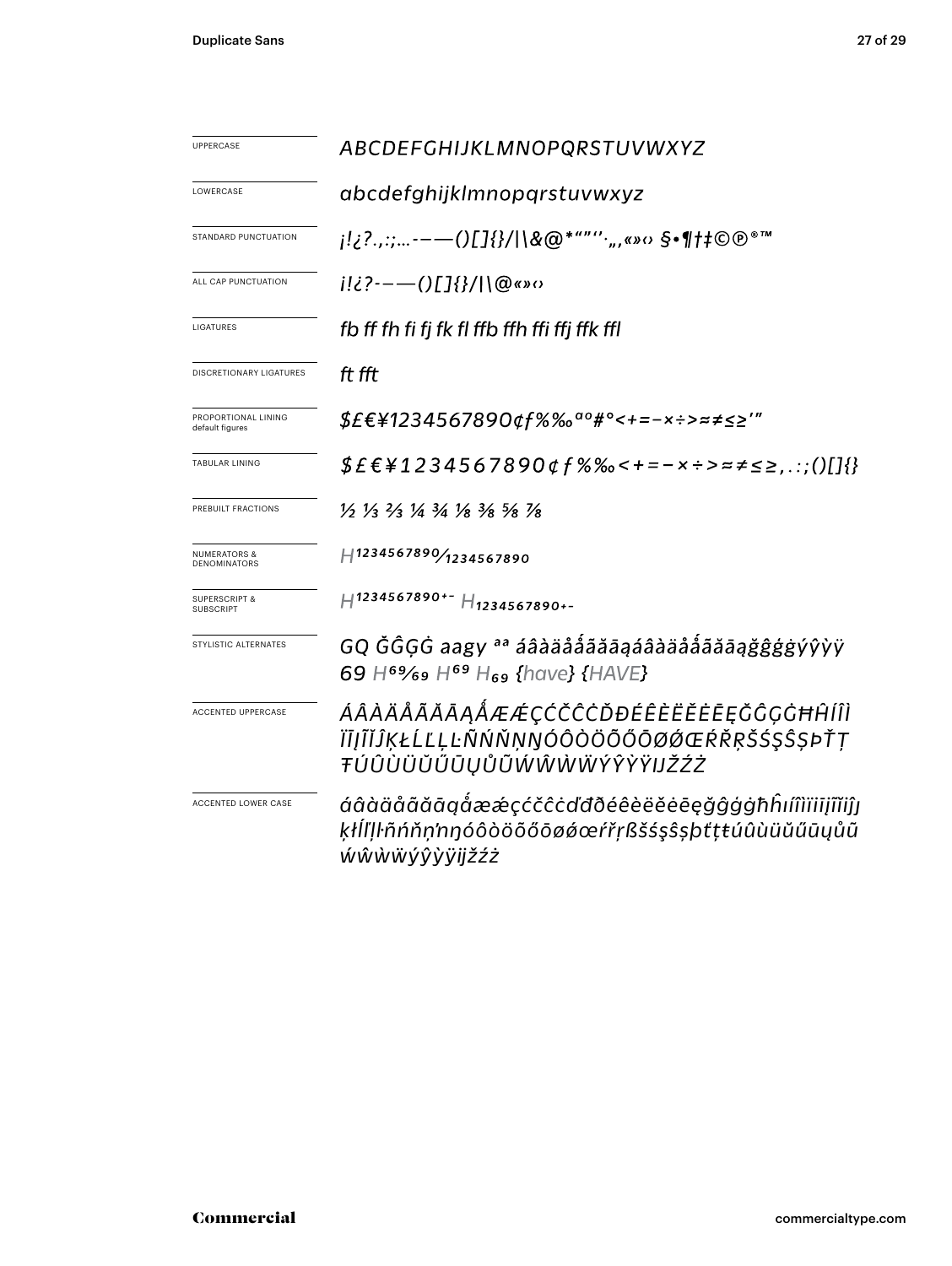| | |
|---|---|
| UPPERCASE | *ABCDEFGHIJKLMNOPQRSTUVWXYZ* |
| LOWERCASE | *abcdefghijklmnopqrstuvwxyz* |
| STANDARD PUNCTUATION | *¡!¿?.,:;…-–—()[]{}/\|\&@*"”‘’·„‚«»‹› §•¶†‡©℗®™* |
| ALL CAP PUNCTUATION | *¡!¿?-–—()[]{}/\|\@«»‹›* |
| LIGATURES | *fb ff fh fi fj fk fl ffb ffh ffi ffj ffk ffl* |
| DISCRETIONARY LIGATURES | *ft fft* |
| PROPORTIONAL LINING default figures | *$£€¥1234567890¢ƒ%‰ªº#°<+=−×÷>≈≠≤≥'"* |
| TABULAR LINING | *$£€¥1234567890¢ƒ%‰<+=−×÷>≈≠≤≥,.:;()[]{}* |
| PREBUILT FRACTIONS | *½ ⅓ ⅔ ¼ ¾ ⅛ ⅜ ⅝ ⅞* |
| NUMERATORS & DENOMINATORS | *H1234567890⁄1234567890* |
| SUPERSCRIPT & SUBSCRIPT | *H1234567890+− H1234567890+−* |
| STYLISTIC ALTERNATES | *GQ ĞĜĢĠ aagy ªª áâàäåǻãăāąáâàäåǻãăāąğĝģġýŷỳÿ 69 H69⁄69 H69 H69 {have} {HAVE}* |
| ACCENTED UPPERCASE | *ÁÂÀÄÅÃĂĀĄǺÆǼÇĆČĈĊĎĐÉÊÈËĚĖĒĘĞĜĢĠĦĤÍÎÌÏĪĮĨĬĴĶŁĹĽĻĿÑŃŇŅŊÓÔÒÖÕŐŌØǾŒŔŘŖŠŚŞŜȘÞŤŢŦÚÛÙÜŬŰŪŲŮŨẂŴẀẄÝŶỲŸĲŽŹŻ* |
| ACCENTED LOWER CASE | *áâàäåãăāąǻæǽçćčĉċďđðéêèëěėēęğĝģġħĥıíîìïīįĩĭĵķłĺľļŀñńňņŉŋóôòöõőōøǿœŕřŗßšśşŝșþťţŧúûùüŭűūųůũẃŵẁẅýŷỳÿĳžźż* |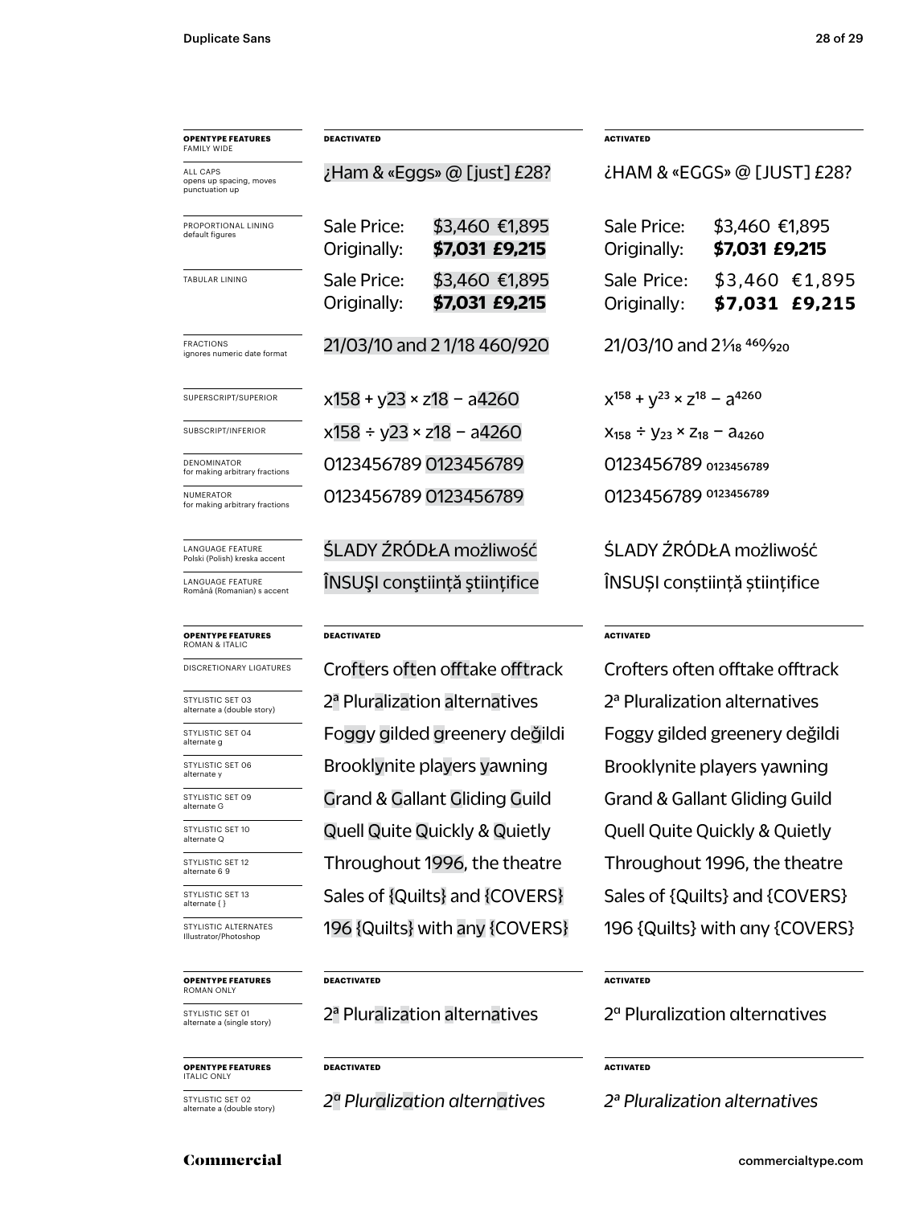| **OPENTYPE FEATURES** FAMILY WIDE | **DEACTIVATED** | **ACTIVATED** |
|---|---|---|
| ALL CAPS opens up spacing, moves punctuation up | ¿Ham & «Eggs» @ [just] £28? | ¿HAM & «EGGS» @ [JUST] £28? |
| PROPORTIONAL LINING default figures | Sale Price: $3,460 €1,895<br>Originally: **$7,031 £9,215** | Sale Price: $3,460 €1,895<br>Originally: **$7,031 £9,215** |
| TABULAR LINING | Sale Price: $3,460 €1,895<br>Originally: **$7,031 £9,215** | Sale Price: $3,460 €1,895<br>Originally: **$7,031 £9,215** |
| FRACTIONS ignores numeric date format | 21/03/10 and 2 1/18 460/920 | 21/03/10 and 2 1⁄18 460⁄920 |
| SUPERSCRIPT/SUPERIOR | x158 + y23 × z18 − a4260 | $x^{158} + y^{23} \times z^{18} - a^{4260}$ |
| SUBSCRIPT/INFERIOR | x158 ÷ y23 × z18 − a4260 | $x_{158} \div y_{23} \times z_{18} - a_{4260}$ |
| DENOMINATOR for making arbitrary fractions | 0123456789 0123456789 | 0123456789 $_{0123456789}$ |
| NUMERATOR for making arbitrary fractions | 0123456789 0123456789 | 0123456789 $^{0123456789}$ |
| LANGUAGE FEATURE Polski (Polish) kreska accent | ŚLADY ŹRÓDŁA możliwość | ŚLADY ŹRÓDŁA możliwość |
| LANGUAGE FEATURE Română (Romanian) s accent | ÎNSUŞI conştiinţă ştiinţifice | ÎNSUȘI conștiință științifice |

| **OPENTYPE FEATURES** ROMAN & ITALIC | **DEACTIVATED** | **ACTIVATED** |
|---|---|---|
| DISCRETIONARY LIGATURES | Crofters often offtake offtrack | Crofters often offtake offtrack |
| STYLISTIC SET 03 alternate a (double story) | 2ª Pluralization alternatives | 2ª Pluralization alternatives |
| STYLISTIC SET 04 alternate g | Foggy gilded greenery değildi | Foggy gilded greenery değildi |
| STYLISTIC SET 06 alternate y | Brooklynite players yawning | Brooklynite players yawning |
| STYLISTIC SET 09 alternate G | Grand & Gallant Gliding Guild | Grand & Gallant Gliding Guild |
| STYLISTIC SET 10 alternate Q | Quell Quite Quickly & Quietly | Quell Quite Quickly & Quietly |
| STYLISTIC SET 12 alternate 6 9 | Throughout 1996, the theatre | Throughout 1996, the theatre |
| STYLISTIC SET 13 alternate { } | Sales of {Quilts} and {COVERS} | Sales of {Quilts} and {COVERS} |
| STYLISTIC ALTERNATES Illustrator/Photoshop | 196 {Quilts} with any {COVERS} | 196 {Quilts} with any {COVERS} |

| **OPENTYPE FEATURES** ROMAN ONLY | **DEACTIVATED** | **ACTIVATED** |
|---|---|---|
| STYLISTIC SET 01 alternate a (single story) | 2ª Pluralization alternatives | 2ª Pluralization alternatives |

| **OPENTYPE FEATURES** ITALIC ONLY | **DEACTIVATED** | **ACTIVATED** |
|---|---|---|
| STYLISTIC SET 02 alternate a (double story) | *2ª Pluralization alternatives* | *2ª Pluralization alternatives* |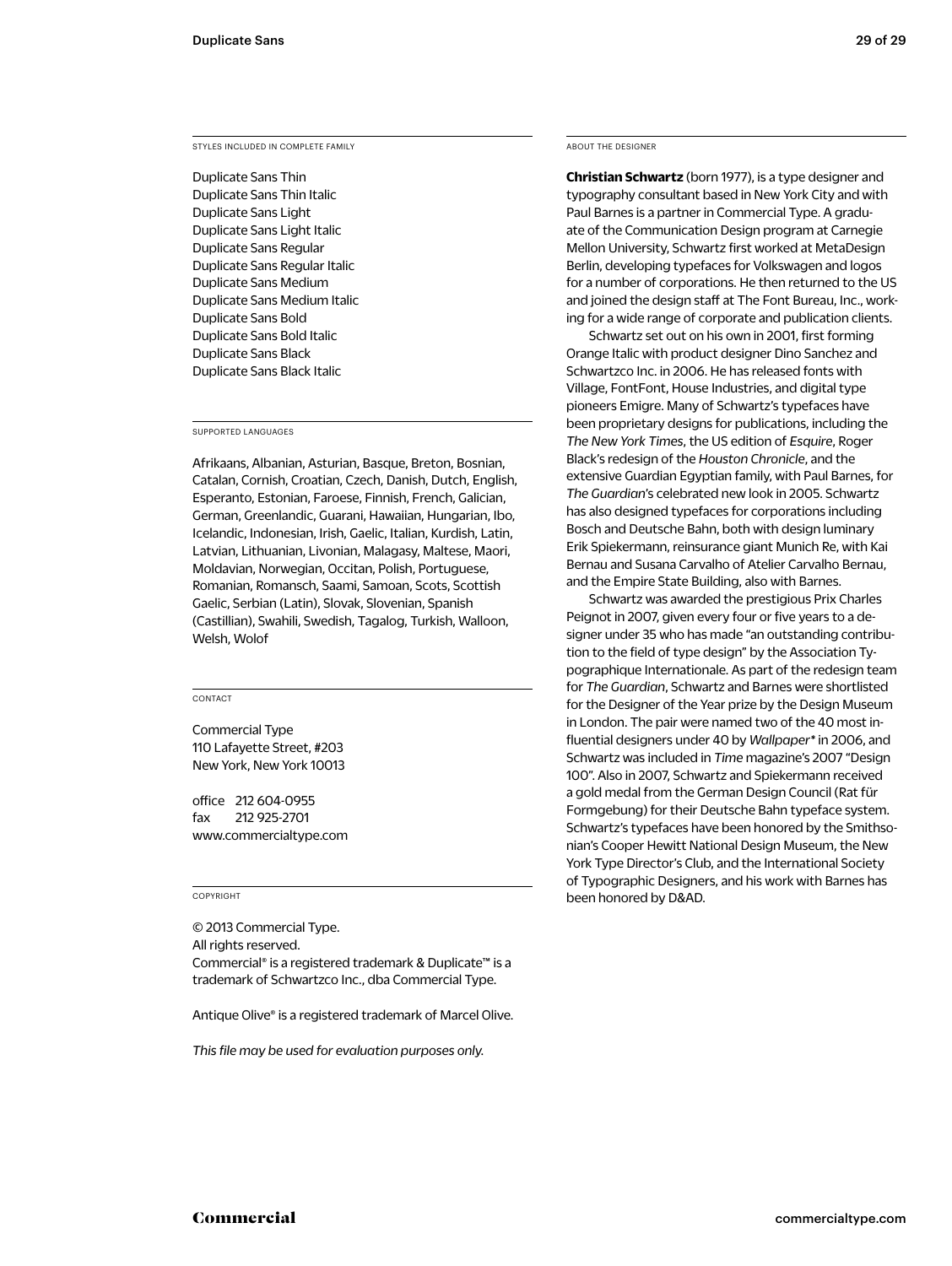STYLES INCLUDED IN COMPLETE FAMILY

Duplicate Sans Thin
Duplicate Sans Thin Italic
Duplicate Sans Light
Duplicate Sans Light Italic
Duplicate Sans Regular
Duplicate Sans Regular Italic
Duplicate Sans Medium
Duplicate Sans Medium Italic
Duplicate Sans Bold
Duplicate Sans Bold Italic
Duplicate Sans Black
Duplicate Sans Black Italic

SUPPORTED LANGUAGES

Afrikaans, Albanian, Asturian, Basque, Breton, Bosnian, Catalan, Cornish, Croatian, Czech, Danish, Dutch, English, Esperanto, Estonian, Faroese, Finnish, French, Galician, German, Greenlandic, Guarani, Hawaiian, Hungarian, Ibo, Icelandic, Indonesian, Irish, Gaelic, Italian, Kurdish, Latin, Latvian, Lithuanian, Livonian, Malagasy, Maltese, Maori, Moldavian, Norwegian, Occitan, Polish, Portuguese, Romanian, Romansch, Saami, Samoan, Scots, Scottish Gaelic, Serbian (Latin), Slovak, Slovenian, Spanish (Castillian), Swahili, Swedish, Tagalog, Turkish, Walloon, Welsh, Wolof

CONTACT

Commercial Type
110 Lafayette Street, #203
New York, New York 10013

office 212 604-0955
fax 212 925-2701
www.commercialtype.com

COPYRIGHT

© 2013 Commercial Type.
All rights reserved.
Commercial® is a registered trademark & Duplicate™ is a trademark of Schwartzco Inc., dba Commercial Type.

Antique Olive® is a registered trademark of Marcel Olive.

*This file may be used for evaluation purposes only.*

ABOUT THE DESIGNER

**Christian Schwartz** (born 1977), is a type designer and typography consultant based in New York City and with Paul Barnes is a partner in Commercial Type. A graduate of the Communication Design program at Carnegie Mellon University, Schwartz first worked at MetaDesign Berlin, developing typefaces for Volkswagen and logos for a number of corporations. He then returned to the US and joined the design staff at The Font Bureau, Inc., working for a wide range of corporate and publication clients.

Schwartz set out on his own in 2001, first forming Orange Italic with product designer Dino Sanchez and Schwartzco Inc. in 2006. He has released fonts with Village, FontFont, House Industries, and digital type pioneers Emigre. Many of Schwartz's typefaces have been proprietary designs for publications, including the *The New York Times*, the US edition of *Esquire*, Roger Black's redesign of the *Houston Chronicle*, and the extensive Guardian Egyptian family, with Paul Barnes, for *The Guardian*'s celebrated new look in 2005. Schwartz has also designed typefaces for corporations including Bosch and Deutsche Bahn, both with design luminary Erik Spiekermann, reinsurance giant Munich Re, with Kai Bernau and Susana Carvalho of Atelier Carvalho Bernau, and the Empire State Building, also with Barnes.

Schwartz was awarded the prestigious Prix Charles Peignot in 2007, given every four or five years to a designer under 35 who has made "an outstanding contribution to the field of type design" by the Association Typographique Internationale. As part of the redesign team for *The Guardian*, Schwartz and Barnes were shortlisted for the Designer of the Year prize by the Design Museum in London. The pair were named two of the 40 most influential designers under 40 by *Wallpaper** in 2006, and Schwartz was included in *Time* magazine's 2007 "Design 100". Also in 2007, Schwartz and Spiekermann received a gold medal from the German Design Council (Rat für Formgebung) for their Deutsche Bahn typeface system. Schwartz's typefaces have been honored by the Smithsonian's Cooper Hewitt National Design Museum, the New York Type Director's Club, and the International Society of Typographic Designers, and his work with Barnes has been honored by D&AD.